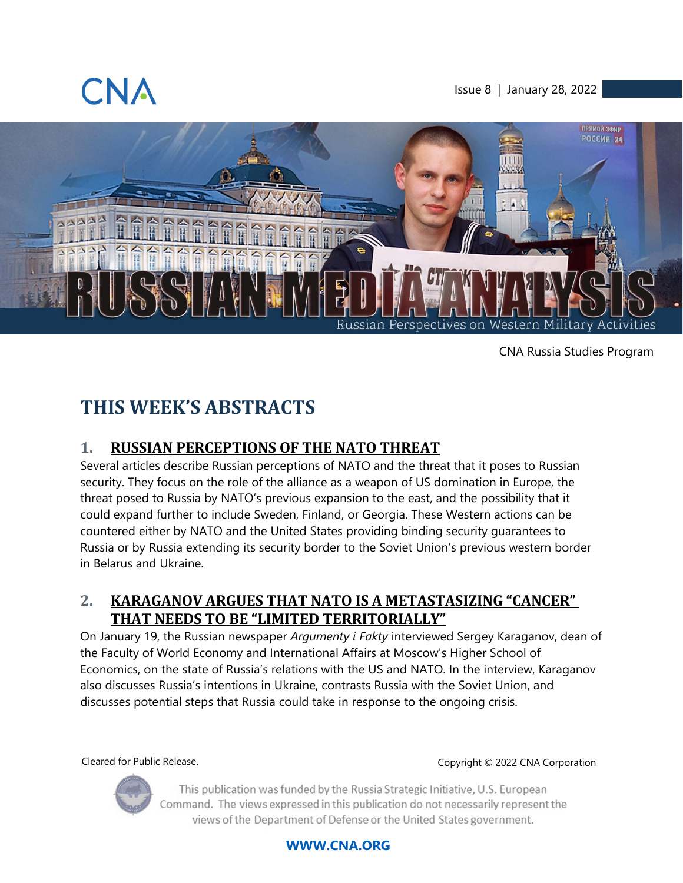CNA

Issue 8 | January 28, 2022

# RUSSIAN MEDIA ANALYSIS

Russian Perspectives on Western Military Activities

CNA Russia Studies Program

## THIS WEEK'S ABSTRACTS

### 1. RUSSIAN PERCEPTIONS OF THE NATO THREAT

Several articles describe Russian perceptions of NATO and the threat that it poses to Russian security. They focus on the role of the alliance as a weapon of US domination in Europe, the threat posed to Russia by NATO's previous expansion to the east, and the possibility that it could expand further to include Sweden, Finland, or Georgia. These Western actions can be countered either by NATO and the United States providing binding security guarantees to Russia or by Russia extending its security border to the Soviet Union's previous western border in Belarus and Ukraine.

### 2. KARAGANOV ARGUES THAT NATO IS A METASTASIZING "CANCER" THAT NEEDS TO BE "LIMITED TERRITORIALLY"

On January 19, the Russian newspaper *Argumenty i Fakty* interviewed Sergey Karaganov, dean of the Faculty of World Economy and International Affairs at Moscow's Higher School of Economics, on the state of Russia's relations with the US and NATO. In the interview, Karaganov also discusses Russia's intentions in Ukraine, contrasts Russia with the Soviet Union, and discusses potential steps that Russia could take in response to the ongoing crisis.

Cleared for Public Release.

Copyright © 2022 CNA Corporation

This publication was funded by the Russia Strategic Initiative, U.S. European Command. The views expressed in this publication do not necessarily represent the views of the Department of Defense or the United States government.

WWW.CNA.ORG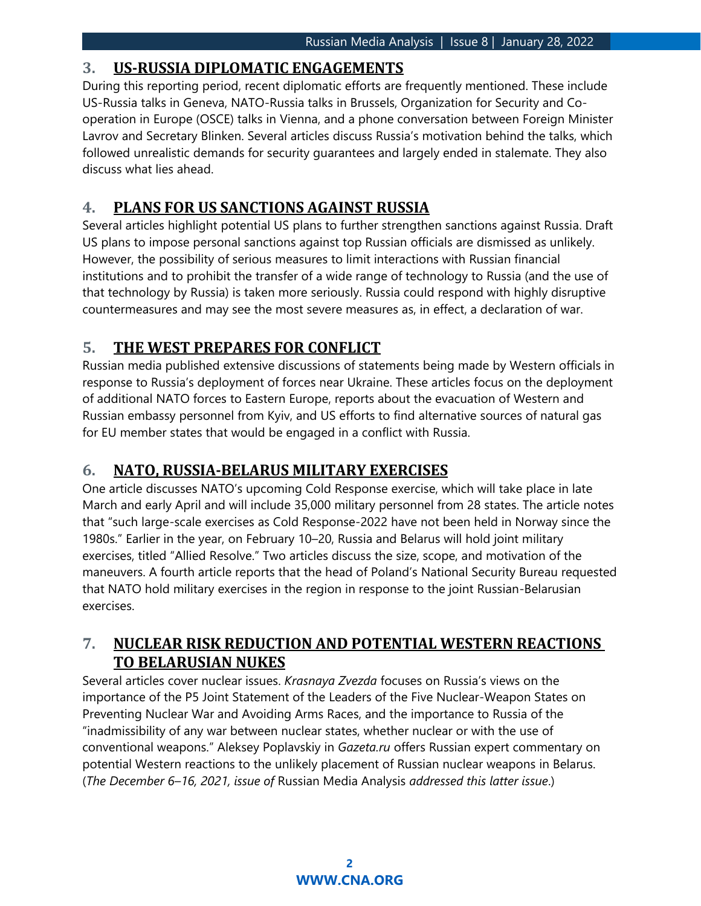## 3. US-RUSSIA DIPLOMATIC ENGAGEMENTS

During this reporting period, recent diplomatic efforts are frequently mentioned. These include US-Russia talks in Geneva, NATO-Russia talks in Brussels, Organization for Security and Co-operation in Europe (OSCE) talks in Vienna, and a phone conversation between Foreign Minister Lavrov and Secretary Blinken. Several articles discuss Russia's motivation behind the talks, which followed unrealistic demands for security guarantees and largely ended in stalemate. They also discuss what lies ahead.

## 4. PLANS FOR US SANCTIONS AGAINST RUSSIA

Several articles highlight potential US plans to further strengthen sanctions against Russia. Draft US plans to impose personal sanctions against top Russian officials are dismissed as unlikely. However, the possibility of serious measures to limit interactions with Russian financial institutions and to prohibit the transfer of a wide range of technology to Russia (and the use of that technology by Russia) is taken more seriously. Russia could respond with highly disruptive countermeasures and may see the most severe measures as, in effect, a declaration of war.

## 5. THE WEST PREPARES FOR CONFLICT

Russian media published extensive discussions of statements being made by Western officials in response to Russia's deployment of forces near Ukraine. These articles focus on the deployment of additional NATO forces to Eastern Europe, reports about the evacuation of Western and Russian embassy personnel from Kyiv, and US efforts to find alternative sources of natural gas for EU member states that would be engaged in a conflict with Russia.

## 6. NATO, RUSSIA-BELARUS MILITARY EXERCISES

One article discusses NATO's upcoming Cold Response exercise, which will take place in late March and early April and will include 35,000 military personnel from 28 states. The article notes that "such large-scale exercises as Cold Response-2022 have not been held in Norway since the 1980s." Earlier in the year, on February 10–20, Russia and Belarus will hold joint military exercises, titled "Allied Resolve." Two articles discuss the size, scope, and motivation of the maneuvers. A fourth article reports that the head of Poland's National Security Bureau requested that NATO hold military exercises in the region in response to the joint Russian-Belarusian exercises.

## 7. NUCLEAR RISK REDUCTION AND POTENTIAL WESTERN REACTIONS TO BELARUSIAN NUKES

Several articles cover nuclear issues. *Krasnaya Zvezda* focuses on Russia's views on the importance of the P5 Joint Statement of the Leaders of the Five Nuclear-Weapon States on Preventing Nuclear War and Avoiding Arms Races, and the importance to Russia of the "inadmissibility of any war between nuclear states, whether nuclear or with the use of conventional weapons." Aleksey Poplavskiy in *Gazeta.ru* offers Russian expert commentary on potential Western reactions to the unlikely placement of Russian nuclear weapons in Belarus. (*The December 6–16, 2021, issue of* Russian Media Analysis *addressed this latter issue*.)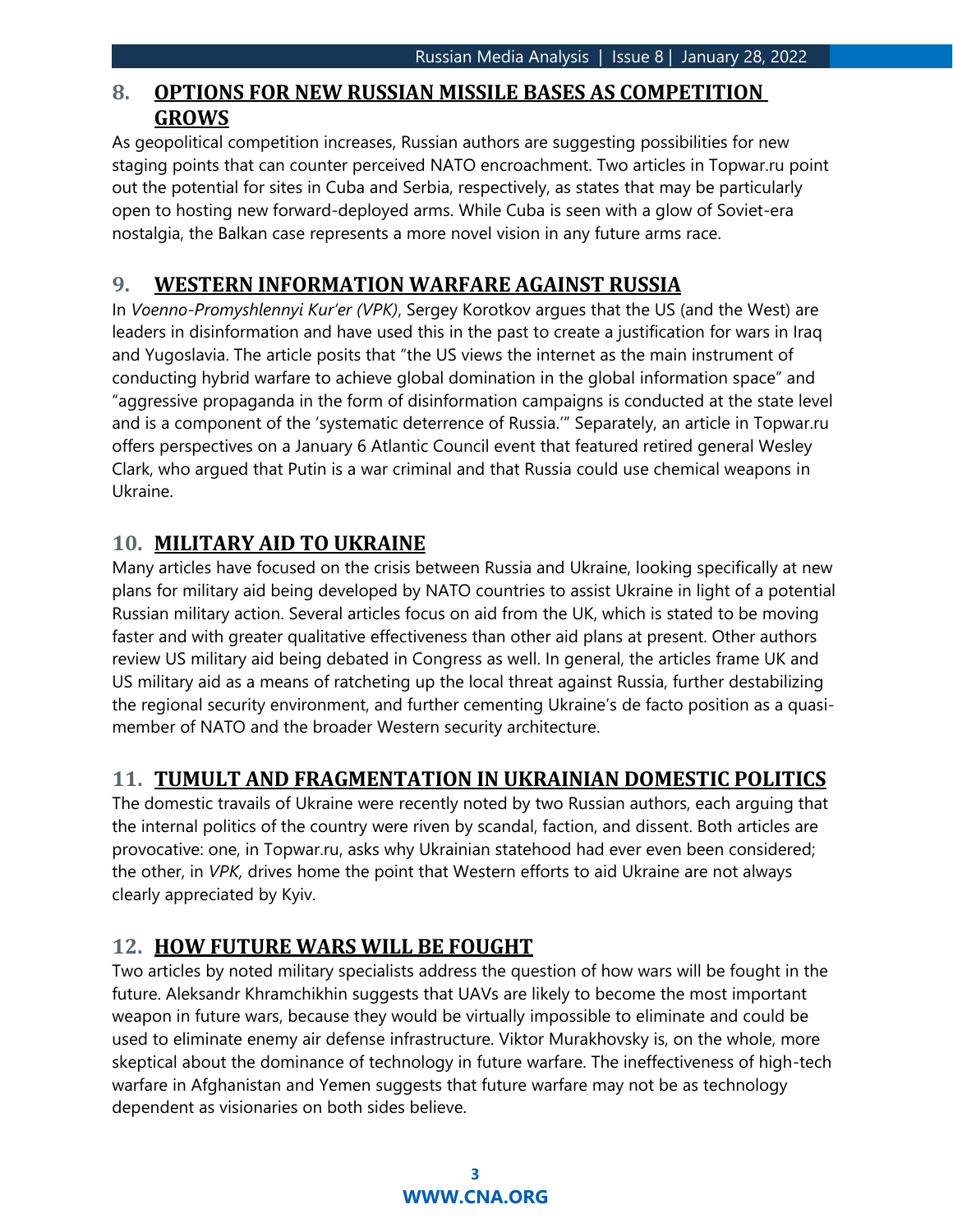## 8. OPTIONS FOR NEW RUSSIAN MISSILE BASES AS COMPETITION GROWS

As geopolitical competition increases, Russian authors are suggesting possibilities for new staging points that can counter perceived NATO encroachment. Two articles in Topwar.ru point out the potential for sites in Cuba and Serbia, respectively, as states that may be particularly open to hosting new forward-deployed arms. While Cuba is seen with a glow of Soviet-era nostalgia, the Balkan case represents a more novel vision in any future arms race.

## 9. WESTERN INFORMATION WARFARE AGAINST RUSSIA

In *Voenno-Promyshlennyi Kur'er (VPK)*, Sergey Korotkov argues that the US (and the West) are leaders in disinformation and have used this in the past to create a justification for wars in Iraq and Yugoslavia. The article posits that "the US views the internet as the main instrument of conducting hybrid warfare to achieve global domination in the global information space" and "aggressive propaganda in the form of disinformation campaigns is conducted at the state level and is a component of the 'systematic deterrence of Russia.'" Separately, an article in Topwar.ru offers perspectives on a January 6 Atlantic Council event that featured retired general Wesley Clark, who argued that Putin is a war criminal and that Russia could use chemical weapons in Ukraine.

## 10. MILITARY AID TO UKRAINE

Many articles have focused on the crisis between Russia and Ukraine, looking specifically at new plans for military aid being developed by NATO countries to assist Ukraine in light of a potential Russian military action. Several articles focus on aid from the UK, which is stated to be moving faster and with greater qualitative effectiveness than other aid plans at present. Other authors review US military aid being debated in Congress as well. In general, the articles frame UK and US military aid as a means of ratcheting up the local threat against Russia, further destabilizing the regional security environment, and further cementing Ukraine's de facto position as a quasi-member of NATO and the broader Western security architecture.

## 11. TUMULT AND FRAGMENTATION IN UKRAINIAN DOMESTIC POLITICS

The domestic travails of Ukraine were recently noted by two Russian authors, each arguing that the internal politics of the country were riven by scandal, faction, and dissent. Both articles are provocative: one, in Topwar.ru, asks why Ukrainian statehood had ever even been considered; the other, in *VPK*, drives home the point that Western efforts to aid Ukraine are not always clearly appreciated by Kyiv.

## 12. HOW FUTURE WARS WILL BE FOUGHT

Two articles by noted military specialists address the question of how wars will be fought in the future. Aleksandr Khramchikhin suggests that UAVs are likely to become the most important weapon in future wars, because they would be virtually impossible to eliminate and could be used to eliminate enemy air defense infrastructure. Viktor Murakhovsky is, on the whole, more skeptical about the dominance of technology in future warfare. The ineffectiveness of high-tech warfare in Afghanistan and Yemen suggests that future warfare may not be as technology dependent as visionaries on both sides believe.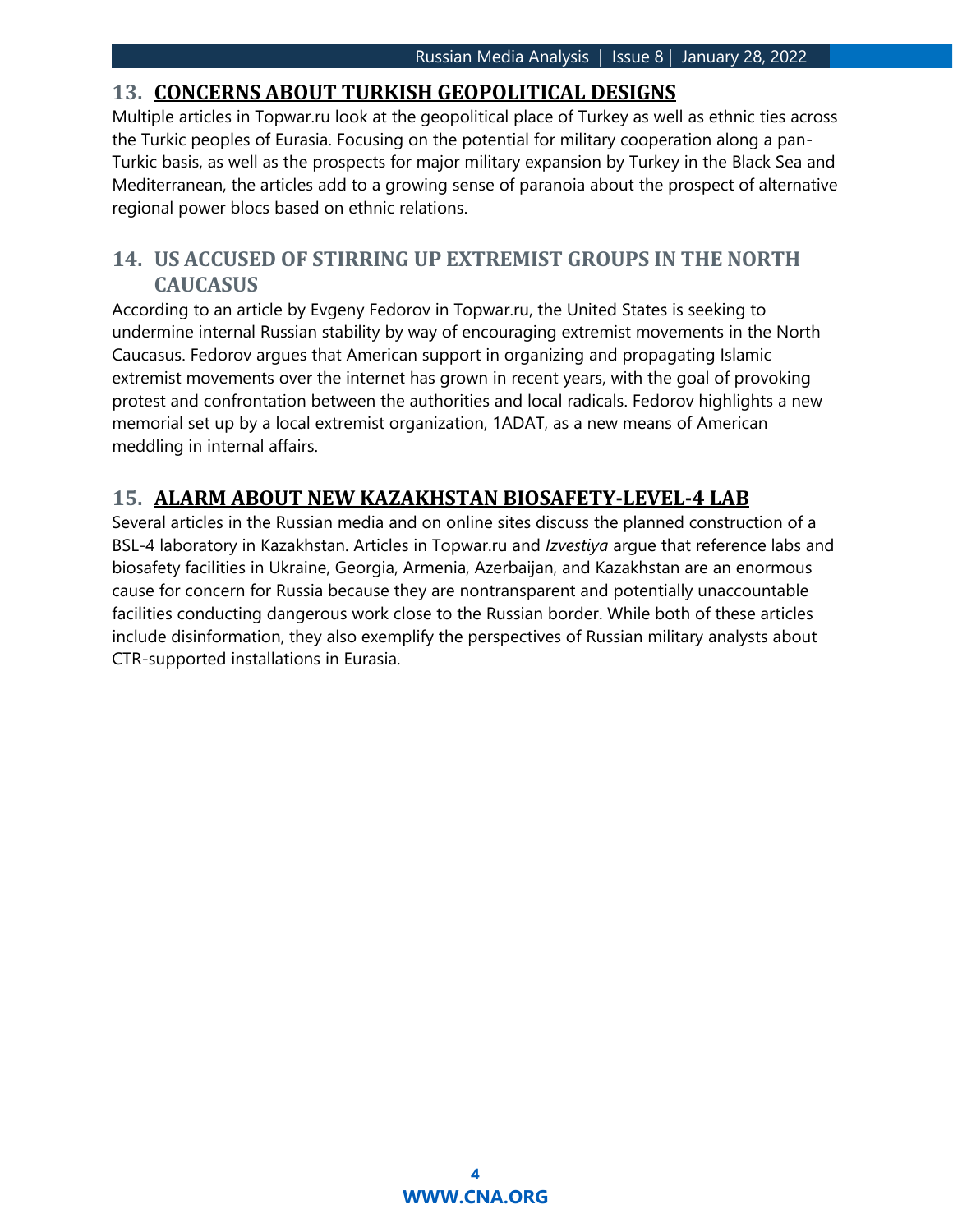## 13. CONCERNS ABOUT TURKISH GEOPOLITICAL DESIGNS

Multiple articles in Topwar.ru look at the geopolitical place of Turkey as well as ethnic ties across the Turkic peoples of Eurasia. Focusing on the potential for military cooperation along a pan-Turkic basis, as well as the prospects for major military expansion by Turkey in the Black Sea and Mediterranean, the articles add to a growing sense of paranoia about the prospect of alternative regional power blocs based on ethnic relations.

## 14. US ACCUSED OF STIRRING UP EXTREMIST GROUPS IN THE NORTH CAUCASUS

According to an article by Evgeny Fedorov in Topwar.ru, the United States is seeking to undermine internal Russian stability by way of encouraging extremist movements in the North Caucasus. Fedorov argues that American support in organizing and propagating Islamic extremist movements over the internet has grown in recent years, with the goal of provoking protest and confrontation between the authorities and local radicals. Fedorov highlights a new memorial set up by a local extremist organization, 1ADAT, as a new means of American meddling in internal affairs.

## 15. ALARM ABOUT NEW KAZAKHSTAN BIOSAFETY-LEVEL-4 LAB

Several articles in the Russian media and on online sites discuss the planned construction of a BSL-4 laboratory in Kazakhstan. Articles in Topwar.ru and *Izvestiya* argue that reference labs and biosafety facilities in Ukraine, Georgia, Armenia, Azerbaijan, and Kazakhstan are an enormous cause for concern for Russia because they are nontransparent and potentially unaccountable facilities conducting dangerous work close to the Russian border. While both of these articles include disinformation, they also exemplify the perspectives of Russian military analysts about CTR-supported installations in Eurasia.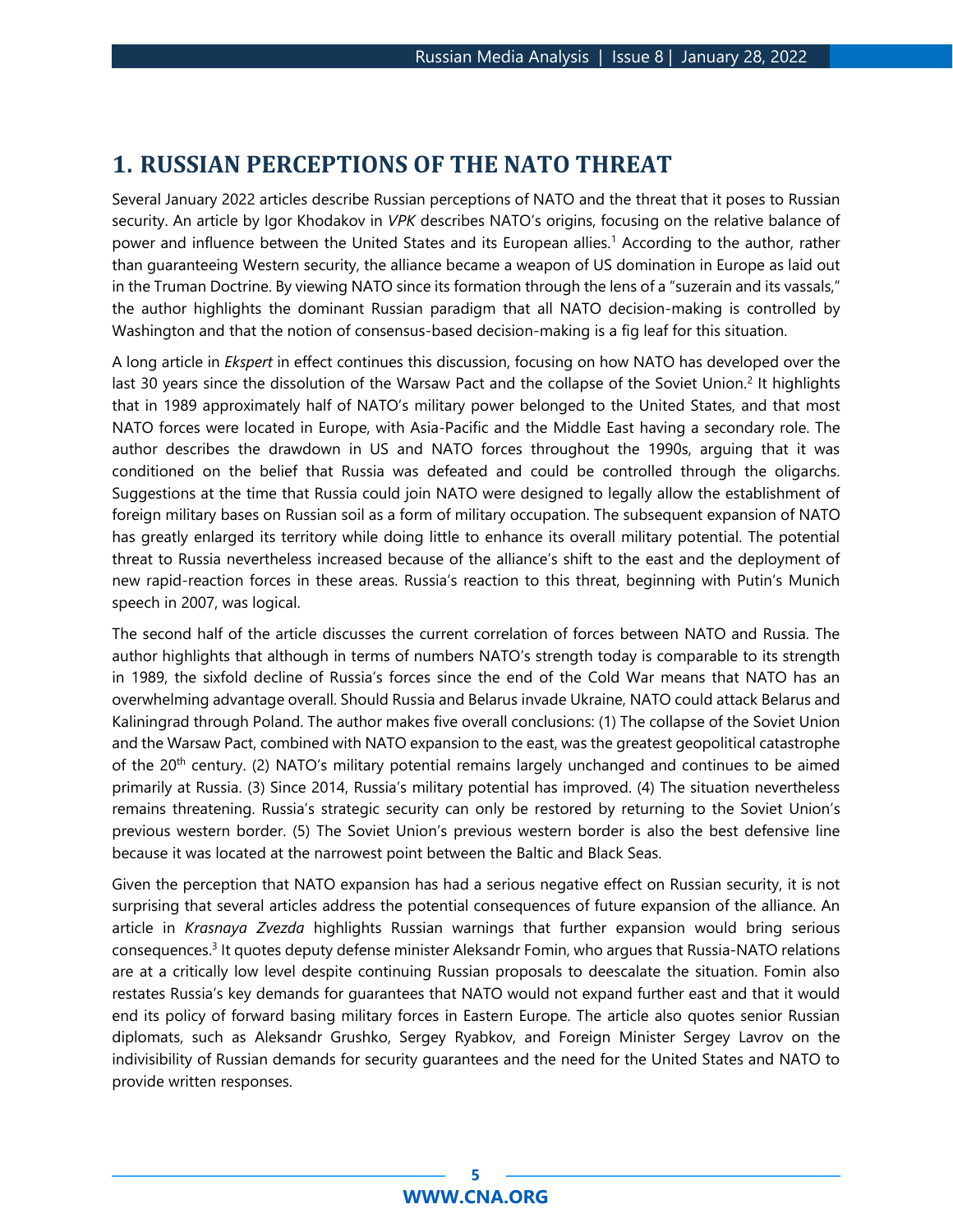# 1. RUSSIAN PERCEPTIONS OF THE NATO THREAT

Several January 2022 articles describe Russian perceptions of NATO and the threat that it poses to Russian security. An article by Igor Khodakov in *VPK* describes NATO's origins, focusing on the relative balance of power and influence between the United States and its European allies.[1] According to the author, rather than guaranteeing Western security, the alliance became a weapon of US domination in Europe as laid out in the Truman Doctrine. By viewing NATO since its formation through the lens of a "suzerain and its vassals," the author highlights the dominant Russian paradigm that all NATO decision-making is controlled by Washington and that the notion of consensus-based decision-making is a fig leaf for this situation.

A long article in *Ekspert* in effect continues this discussion, focusing on how NATO has developed over the last 30 years since the dissolution of the Warsaw Pact and the collapse of the Soviet Union.[2] It highlights that in 1989 approximately half of NATO's military power belonged to the United States, and that most NATO forces were located in Europe, with Asia-Pacific and the Middle East having a secondary role. The author describes the drawdown in US and NATO forces throughout the 1990s, arguing that it was conditioned on the belief that Russia was defeated and could be controlled through the oligarchs. Suggestions at the time that Russia could join NATO were designed to legally allow the establishment of foreign military bases on Russian soil as a form of military occupation. The subsequent expansion of NATO has greatly enlarged its territory while doing little to enhance its overall military potential. The potential threat to Russia nevertheless increased because of the alliance's shift to the east and the deployment of new rapid-reaction forces in these areas. Russia's reaction to this threat, beginning with Putin's Munich speech in 2007, was logical.

The second half of the article discusses the current correlation of forces between NATO and Russia. The author highlights that although in terms of numbers NATO's strength today is comparable to its strength in 1989, the sixfold decline of Russia's forces since the end of the Cold War means that NATO has an overwhelming advantage overall. Should Russia and Belarus invade Ukraine, NATO could attack Belarus and Kaliningrad through Poland. The author makes five overall conclusions: (1) The collapse of the Soviet Union and the Warsaw Pact, combined with NATO expansion to the east, was the greatest geopolitical catastrophe of the 20th century. (2) NATO's military potential remains largely unchanged and continues to be aimed primarily at Russia. (3) Since 2014, Russia's military potential has improved. (4) The situation nevertheless remains threatening. Russia's strategic security can only be restored by returning to the Soviet Union's previous western border. (5) The Soviet Union's previous western border is also the best defensive line because it was located at the narrowest point between the Baltic and Black Seas.

Given the perception that NATO expansion has had a serious negative effect on Russian security, it is not surprising that several articles address the potential consequences of future expansion of the alliance. An article in *Krasnaya Zvezda* highlights Russian warnings that further expansion would bring serious consequences.[3] It quotes deputy defense minister Aleksandr Fomin, who argues that Russia-NATO relations are at a critically low level despite continuing Russian proposals to deescalate the situation. Fomin also restates Russia's key demands for guarantees that NATO would not expand further east and that it would end its policy of forward basing military forces in Eastern Europe. The article also quotes senior Russian diplomats, such as Aleksandr Grushko, Sergey Ryabkov, and Foreign Minister Sergey Lavrov on the indivisibility of Russian demands for security guarantees and the need for the United States and NATO to provide written responses.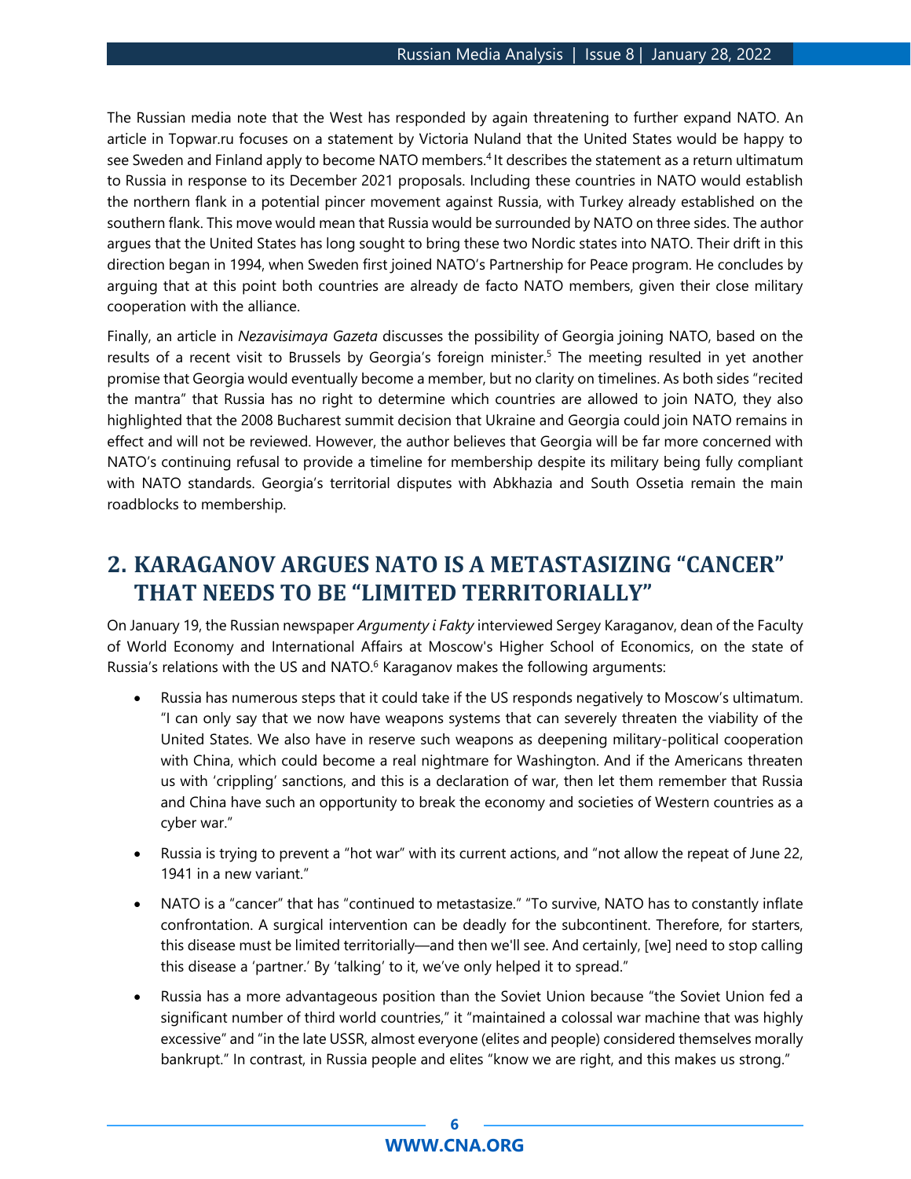The Russian media note that the West has responded by again threatening to further expand NATO. An article in Topwar.ru focuses on a statement by Victoria Nuland that the United States would be happy to see Sweden and Finland apply to become NATO members.[4] It describes the statement as a return ultimatum to Russia in response to its December 2021 proposals. Including these countries in NATO would establish the northern flank in a potential pincer movement against Russia, with Turkey already established on the southern flank. This move would mean that Russia would be surrounded by NATO on three sides. The author argues that the United States has long sought to bring these two Nordic states into NATO. Their drift in this direction began in 1994, when Sweden first joined NATO's Partnership for Peace program. He concludes by arguing that at this point both countries are already de facto NATO members, given their close military cooperation with the alliance.

Finally, an article in *Nezavisimaya Gazeta* discusses the possibility of Georgia joining NATO, based on the results of a recent visit to Brussels by Georgia's foreign minister.[5] The meeting resulted in yet another promise that Georgia would eventually become a member, but no clarity on timelines. As both sides "recited the mantra" that Russia has no right to determine which countries are allowed to join NATO, they also highlighted that the 2008 Bucharest summit decision that Ukraine and Georgia could join NATO remains in effect and will not be reviewed. However, the author believes that Georgia will be far more concerned with NATO's continuing refusal to provide a timeline for membership despite its military being fully compliant with NATO standards. Georgia's territorial disputes with Abkhazia and South Ossetia remain the main roadblocks to membership.

## 2. KARAGANOV ARGUES NATO IS A METASTASIZING "CANCER" THAT NEEDS TO BE "LIMITED TERRITORIALLY"

On January 19, the Russian newspaper *Argumenty i Fakty* interviewed Sergey Karaganov, dean of the Faculty of World Economy and International Affairs at Moscow's Higher School of Economics, on the state of Russia's relations with the US and NATO.[6] Karaganov makes the following arguments:

- Russia has numerous steps that it could take if the US responds negatively to Moscow's ultimatum. "I can only say that we now have weapons systems that can severely threaten the viability of the United States. We also have in reserve such weapons as deepening military-political cooperation with China, which could become a real nightmare for Washington. And if the Americans threaten us with 'crippling' sanctions, and this is a declaration of war, then let them remember that Russia and China have such an opportunity to break the economy and societies of Western countries as a cyber war."
- Russia is trying to prevent a "hot war" with its current actions, and "not allow the repeat of June 22, 1941 in a new variant."
- NATO is a "cancer" that has "continued to metastasize." "To survive, NATO has to constantly inflate confrontation. A surgical intervention can be deadly for the subcontinent. Therefore, for starters, this disease must be limited territorially—and then we'll see. And certainly, [we] need to stop calling this disease a 'partner.' By 'talking' to it, we've only helped it to spread."
- Russia has a more advantageous position than the Soviet Union because "the Soviet Union fed a significant number of third world countries," it "maintained a colossal war machine that was highly excessive" and "in the late USSR, almost everyone (elites and people) considered themselves morally bankrupt." In contrast, in Russia people and elites "know we are right, and this makes us strong."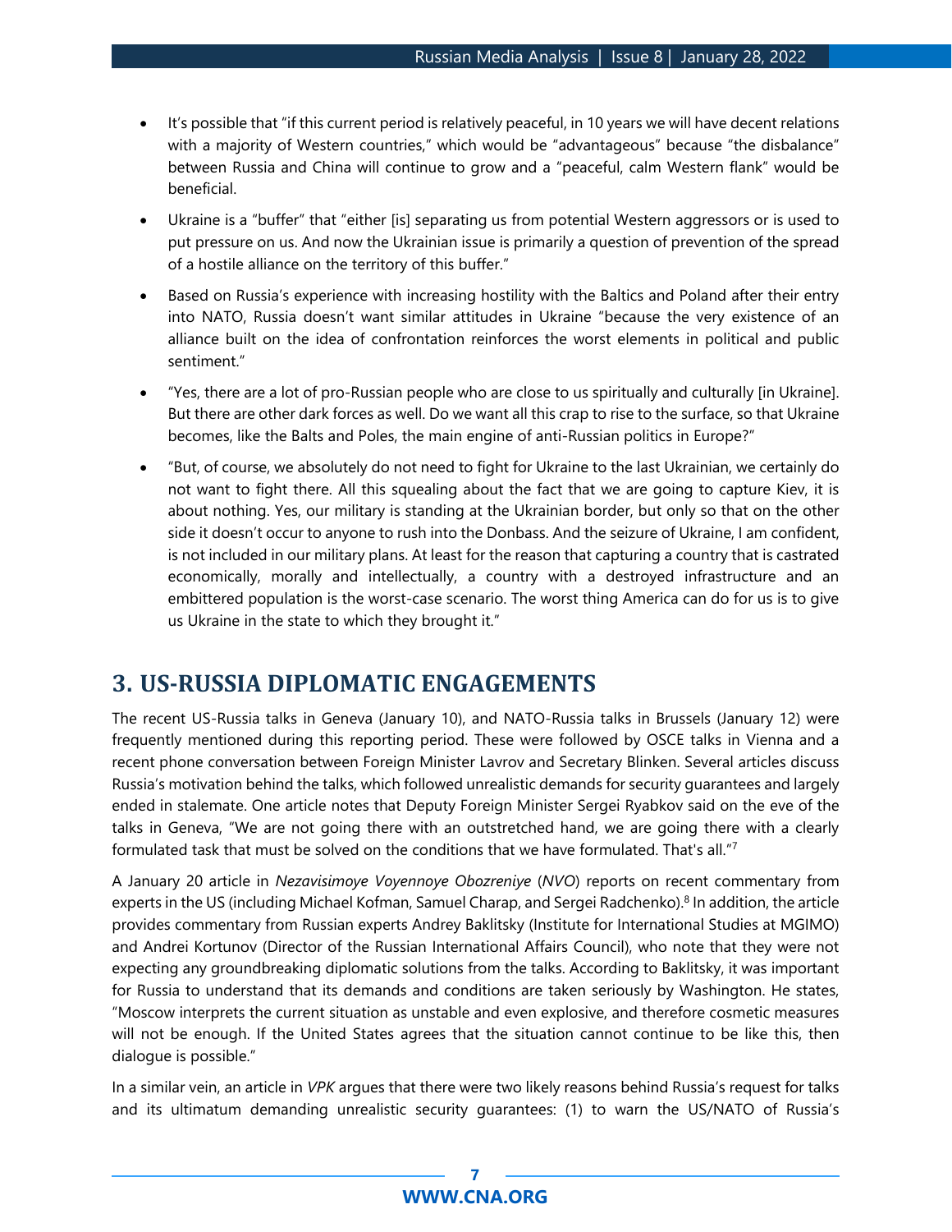- It's possible that "if this current period is relatively peaceful, in 10 years we will have decent relations with a majority of Western countries," which would be "advantageous" because "the disbalance" between Russia and China will continue to grow and a "peaceful, calm Western flank" would be beneficial.
- Ukraine is a "buffer" that "either [is] separating us from potential Western aggressors or is used to put pressure on us. And now the Ukrainian issue is primarily a question of prevention of the spread of a hostile alliance on the territory of this buffer."
- Based on Russia's experience with increasing hostility with the Baltics and Poland after their entry into NATO, Russia doesn't want similar attitudes in Ukraine "because the very existence of an alliance built on the idea of confrontation reinforces the worst elements in political and public sentiment."
- "Yes, there are a lot of pro-Russian people who are close to us spiritually and culturally [in Ukraine]. But there are other dark forces as well. Do we want all this crap to rise to the surface, so that Ukraine becomes, like the Balts and Poles, the main engine of anti-Russian politics in Europe?"
- "But, of course, we absolutely do not need to fight for Ukraine to the last Ukrainian, we certainly do not want to fight there. All this squealing about the fact that we are going to capture Kiev, it is about nothing. Yes, our military is standing at the Ukrainian border, but only so that on the other side it doesn't occur to anyone to rush into the Donbass. And the seizure of Ukraine, I am confident, is not included in our military plans. At least for the reason that capturing a country that is castrated economically, morally and intellectually, a country with a destroyed infrastructure and an embittered population is the worst-case scenario. The worst thing America can do for us is to give us Ukraine in the state to which they brought it."

## 3. US-RUSSIA DIPLOMATIC ENGAGEMENTS

The recent US-Russia talks in Geneva (January 10), and NATO-Russia talks in Brussels (January 12) were frequently mentioned during this reporting period. These were followed by OSCE talks in Vienna and a recent phone conversation between Foreign Minister Lavrov and Secretary Blinken. Several articles discuss Russia's motivation behind the talks, which followed unrealistic demands for security guarantees and largely ended in stalemate. One article notes that Deputy Foreign Minister Sergei Ryabkov said on the eve of the talks in Geneva, "We are not going there with an outstretched hand, we are going there with a clearly formulated task that must be solved on the conditions that we have formulated. That's all."[7]

A January 20 article in *Nezavisimoye Voyennoye Obozreniye* (*NVO*) reports on recent commentary from experts in the US (including Michael Kofman, Samuel Charap, and Sergei Radchenko).[8] In addition, the article provides commentary from Russian experts Andrey Baklitsky (Institute for International Studies at MGIMO) and Andrei Kortunov (Director of the Russian International Affairs Council), who note that they were not expecting any groundbreaking diplomatic solutions from the talks. According to Baklitsky, it was important for Russia to understand that its demands and conditions are taken seriously by Washington. He states, "Moscow interprets the current situation as unstable and even explosive, and therefore cosmetic measures will not be enough. If the United States agrees that the situation cannot continue to be like this, then dialogue is possible."

In a similar vein, an article in *VPK* argues that there were two likely reasons behind Russia's request for talks and its ultimatum demanding unrealistic security guarantees: (1) to warn the US/NATO of Russia's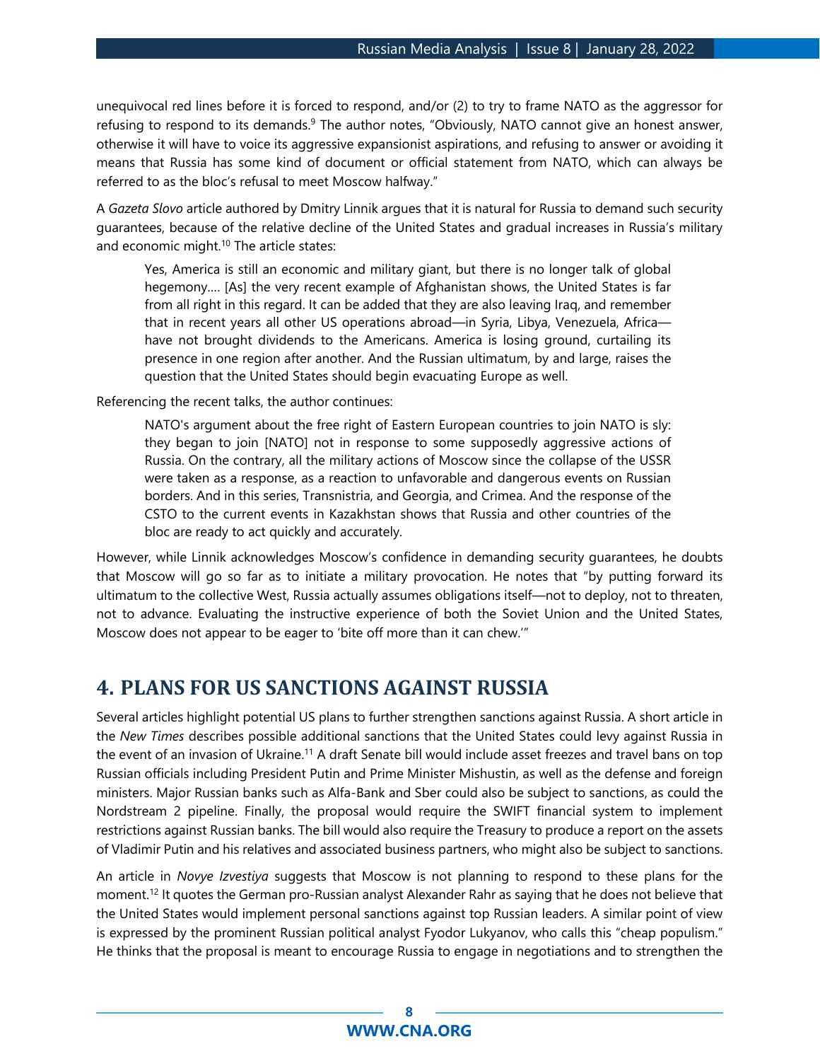unequivocal red lines before it is forced to respond, and/or (2) to try to frame NATO as the aggressor for refusing to respond to its demands.[9] The author notes, "Obviously, NATO cannot give an honest answer, otherwise it will have to voice its aggressive expansionist aspirations, and refusing to answer or avoiding it means that Russia has some kind of document or official statement from NATO, which can always be referred to as the bloc's refusal to meet Moscow halfway."

A *Gazeta Slovo* article authored by Dmitry Linnik argues that it is natural for Russia to demand such security guarantees, because of the relative decline of the United States and gradual increases in Russia's military and economic might.[10] The article states:

> Yes, America is still an economic and military giant, but there is no longer talk of global hegemony.... [As] the very recent example of Afghanistan shows, the United States is far from all right in this regard. It can be added that they are also leaving Iraq, and remember that in recent years all other US operations abroad—in Syria, Libya, Venezuela, Africa—have not brought dividends to the Americans. America is losing ground, curtailing its presence in one region after another. And the Russian ultimatum, by and large, raises the question that the United States should begin evacuating Europe as well.

Referencing the recent talks, the author continues:

> NATO's argument about the free right of Eastern European countries to join NATO is sly: they began to join [NATO] not in response to some supposedly aggressive actions of Russia. On the contrary, all the military actions of Moscow since the collapse of the USSR were taken as a response, as a reaction to unfavorable and dangerous events on Russian borders. And in this series, Transnistria, and Georgia, and Crimea. And the response of the CSTO to the current events in Kazakhstan shows that Russia and other countries of the bloc are ready to act quickly and accurately.

However, while Linnik acknowledges Moscow's confidence in demanding security guarantees, he doubts that Moscow will go so far as to initiate a military provocation. He notes that "by putting forward its ultimatum to the collective West, Russia actually assumes obligations itself—not to deploy, not to threaten, not to advance. Evaluating the instructive experience of both the Soviet Union and the United States, Moscow does not appear to be eager to 'bite off more than it can chew.'"

## 4. PLANS FOR US SANCTIONS AGAINST RUSSIA

Several articles highlight potential US plans to further strengthen sanctions against Russia. A short article in the *New Times* describes possible additional sanctions that the United States could levy against Russia in the event of an invasion of Ukraine.[11] A draft Senate bill would include asset freezes and travel bans on top Russian officials including President Putin and Prime Minister Mishustin, as well as the defense and foreign ministers. Major Russian banks such as Alfa-Bank and Sber could also be subject to sanctions, as could the Nordstream 2 pipeline. Finally, the proposal would require the SWIFT financial system to implement restrictions against Russian banks. The bill would also require the Treasury to produce a report on the assets of Vladimir Putin and his relatives and associated business partners, who might also be subject to sanctions.

An article in *Novye Izvestiya* suggests that Moscow is not planning to respond to these plans for the moment.[12] It quotes the German pro-Russian analyst Alexander Rahr as saying that he does not believe that the United States would implement personal sanctions against top Russian leaders. A similar point of view is expressed by the prominent Russian political analyst Fyodor Lukyanov, who calls this "cheap populism." He thinks that the proposal is meant to encourage Russia to engage in negotiations and to strengthen the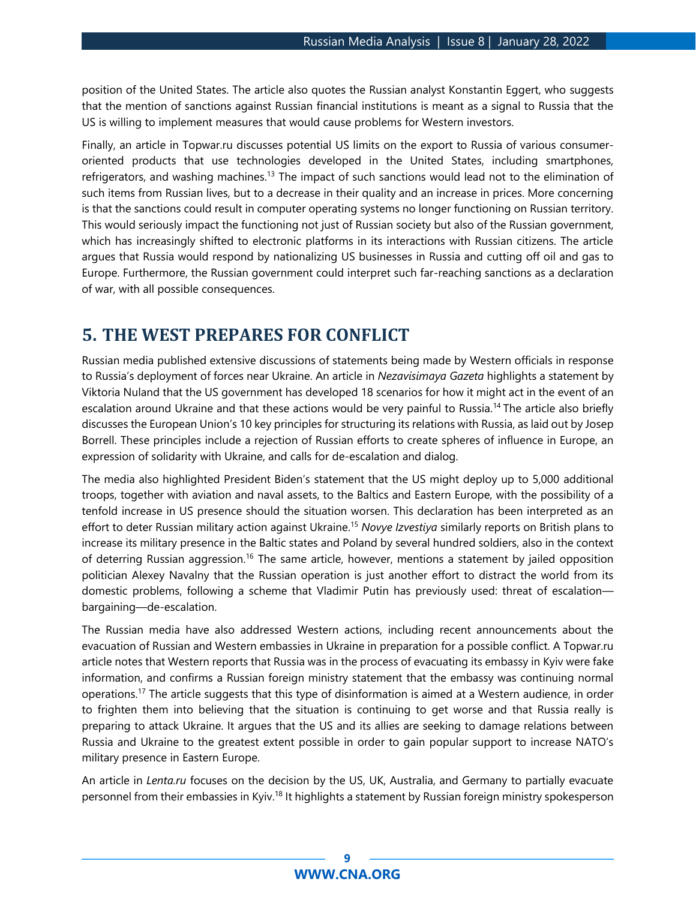position of the United States. The article also quotes the Russian analyst Konstantin Eggert, who suggests that the mention of sanctions against Russian financial institutions is meant as a signal to Russia that the US is willing to implement measures that would cause problems for Western investors.

Finally, an article in Topwar.ru discusses potential US limits on the export to Russia of various consumer-oriented products that use technologies developed in the United States, including smartphones, refrigerators, and washing machines.[13] The impact of such sanctions would lead not to the elimination of such items from Russian lives, but to a decrease in their quality and an increase in prices. More concerning is that the sanctions could result in computer operating systems no longer functioning on Russian territory. This would seriously impact the functioning not just of Russian society but also of the Russian government, which has increasingly shifted to electronic platforms in its interactions with Russian citizens. The article argues that Russia would respond by nationalizing US businesses in Russia and cutting off oil and gas to Europe. Furthermore, the Russian government could interpret such far-reaching sanctions as a declaration of war, with all possible consequences.

## 5. THE WEST PREPARES FOR CONFLICT

Russian media published extensive discussions of statements being made by Western officials in response to Russia's deployment of forces near Ukraine. An article in *Nezavisimaya Gazeta* highlights a statement by Viktoria Nuland that the US government has developed 18 scenarios for how it might act in the event of an escalation around Ukraine and that these actions would be very painful to Russia.[14] The article also briefly discusses the European Union's 10 key principles for structuring its relations with Russia, as laid out by Josep Borrell. These principles include a rejection of Russian efforts to create spheres of influence in Europe, an expression of solidarity with Ukraine, and calls for de-escalation and dialog.

The media also highlighted President Biden's statement that the US might deploy up to 5,000 additional troops, together with aviation and naval assets, to the Baltics and Eastern Europe, with the possibility of a tenfold increase in US presence should the situation worsen. This declaration has been interpreted as an effort to deter Russian military action against Ukraine.[15] *Novye Izvestiya* similarly reports on British plans to increase its military presence in the Baltic states and Poland by several hundred soldiers, also in the context of deterring Russian aggression.[16] The same article, however, mentions a statement by jailed opposition politician Alexey Navalny that the Russian operation is just another effort to distract the world from its domestic problems, following a scheme that Vladimir Putin has previously used: threat of escalation—bargaining—de-escalation.

The Russian media have also addressed Western actions, including recent announcements about the evacuation of Russian and Western embassies in Ukraine in preparation for a possible conflict. A Topwar.ru article notes that Western reports that Russia was in the process of evacuating its embassy in Kyiv were fake information, and confirms a Russian foreign ministry statement that the embassy was continuing normal operations.[17] The article suggests that this type of disinformation is aimed at a Western audience, in order to frighten them into believing that the situation is continuing to get worse and that Russia really is preparing to attack Ukraine. It argues that the US and its allies are seeking to damage relations between Russia and Ukraine to the greatest extent possible in order to gain popular support to increase NATO's military presence in Eastern Europe.

An article in *Lenta.ru* focuses on the decision by the US, UK, Australia, and Germany to partially evacuate personnel from their embassies in Kyiv.[18] It highlights a statement by Russian foreign ministry spokesperson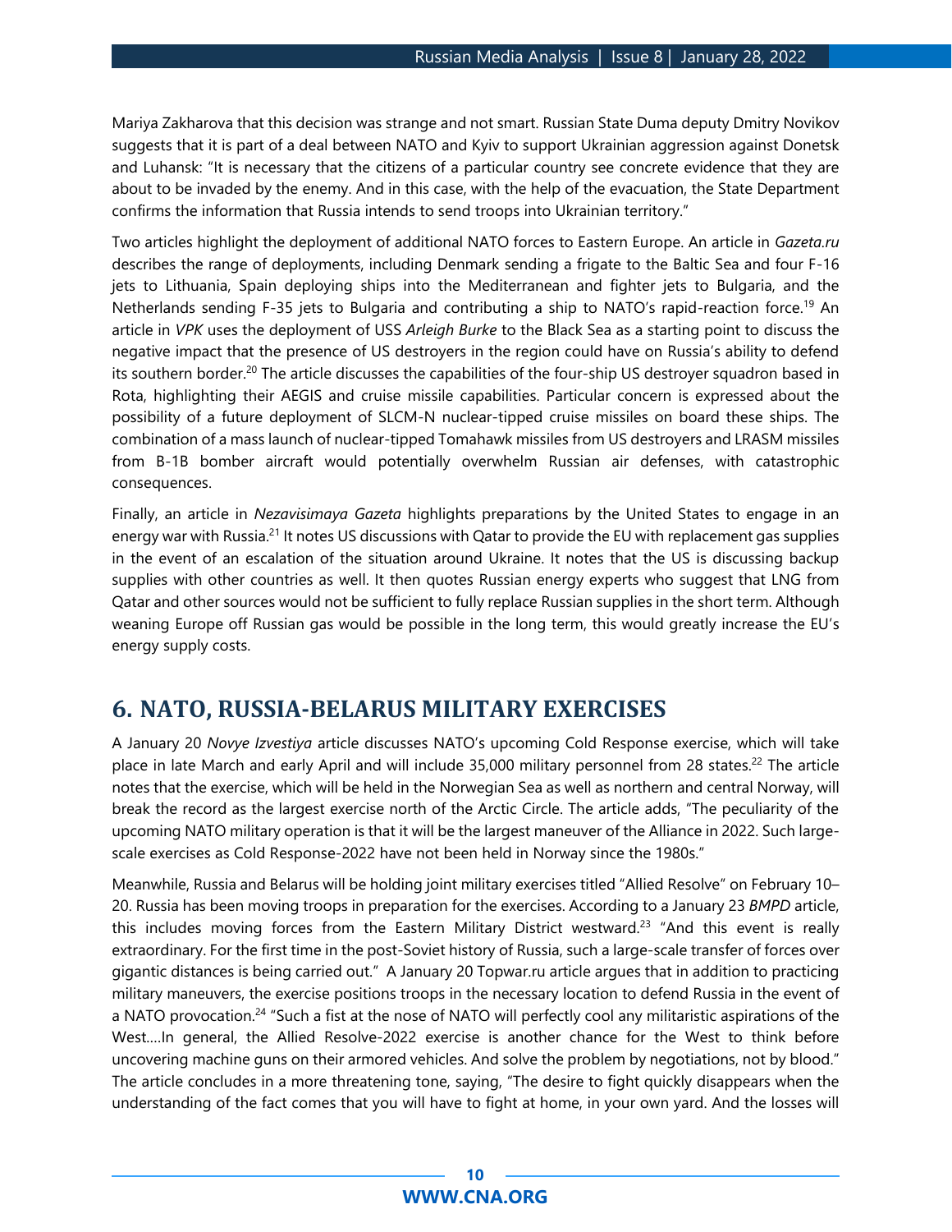Mariya Zakharova that this decision was strange and not smart. Russian State Duma deputy Dmitry Novikov suggests that it is part of a deal between NATO and Kyiv to support Ukrainian aggression against Donetsk and Luhansk: "It is necessary that the citizens of a particular country see concrete evidence that they are about to be invaded by the enemy. And in this case, with the help of the evacuation, the State Department confirms the information that Russia intends to send troops into Ukrainian territory."

Two articles highlight the deployment of additional NATO forces to Eastern Europe. An article in *Gazeta.ru* describes the range of deployments, including Denmark sending a frigate to the Baltic Sea and four F-16 jets to Lithuania, Spain deploying ships into the Mediterranean and fighter jets to Bulgaria, and the Netherlands sending F-35 jets to Bulgaria and contributing a ship to NATO's rapid-reaction force.[19] An article in *VPK* uses the deployment of USS *Arleigh Burke* to the Black Sea as a starting point to discuss the negative impact that the presence of US destroyers in the region could have on Russia's ability to defend its southern border.[20] The article discusses the capabilities of the four-ship US destroyer squadron based in Rota, highlighting their AEGIS and cruise missile capabilities. Particular concern is expressed about the possibility of a future deployment of SLCM-N nuclear-tipped cruise missiles on board these ships. The combination of a mass launch of nuclear-tipped Tomahawk missiles from US destroyers and LRASM missiles from B-1B bomber aircraft would potentially overwhelm Russian air defenses, with catastrophic consequences.

Finally, an article in *Nezavisimaya Gazeta* highlights preparations by the United States to engage in an energy war with Russia.[21] It notes US discussions with Qatar to provide the EU with replacement gas supplies in the event of an escalation of the situation around Ukraine. It notes that the US is discussing backup supplies with other countries as well. It then quotes Russian energy experts who suggest that LNG from Qatar and other sources would not be sufficient to fully replace Russian supplies in the short term. Although weaning Europe off Russian gas would be possible in the long term, this would greatly increase the EU's energy supply costs.

## 6. NATO, RUSSIA-BELARUS MILITARY EXERCISES

A January 20 *Novye Izvestiya* article discusses NATO's upcoming Cold Response exercise, which will take place in late March and early April and will include 35,000 military personnel from 28 states.[22] The article notes that the exercise, which will be held in the Norwegian Sea as well as northern and central Norway, will break the record as the largest exercise north of the Arctic Circle. The article adds, "The peculiarity of the upcoming NATO military operation is that it will be the largest maneuver of the Alliance in 2022. Such large-scale exercises as Cold Response-2022 have not been held in Norway since the 1980s."

Meanwhile, Russia and Belarus will be holding joint military exercises titled "Allied Resolve" on February 10–20. Russia has been moving troops in preparation for the exercises. According to a January 23 *BMPD* article, this includes moving forces from the Eastern Military District westward.[23] "And this event is really extraordinary. For the first time in the post-Soviet history of Russia, such a large-scale transfer of forces over gigantic distances is being carried out." A January 20 Topwar.ru article argues that in addition to practicing military maneuvers, the exercise positions troops in the necessary location to defend Russia in the event of a NATO provocation.[24] "Such a fist at the nose of NATO will perfectly cool any militaristic aspirations of the West....In general, the Allied Resolve-2022 exercise is another chance for the West to think before uncovering machine guns on their armored vehicles. And solve the problem by negotiations, not by blood." The article concludes in a more threatening tone, saying, "The desire to fight quickly disappears when the understanding of the fact comes that you will have to fight at home, in your own yard. And the losses will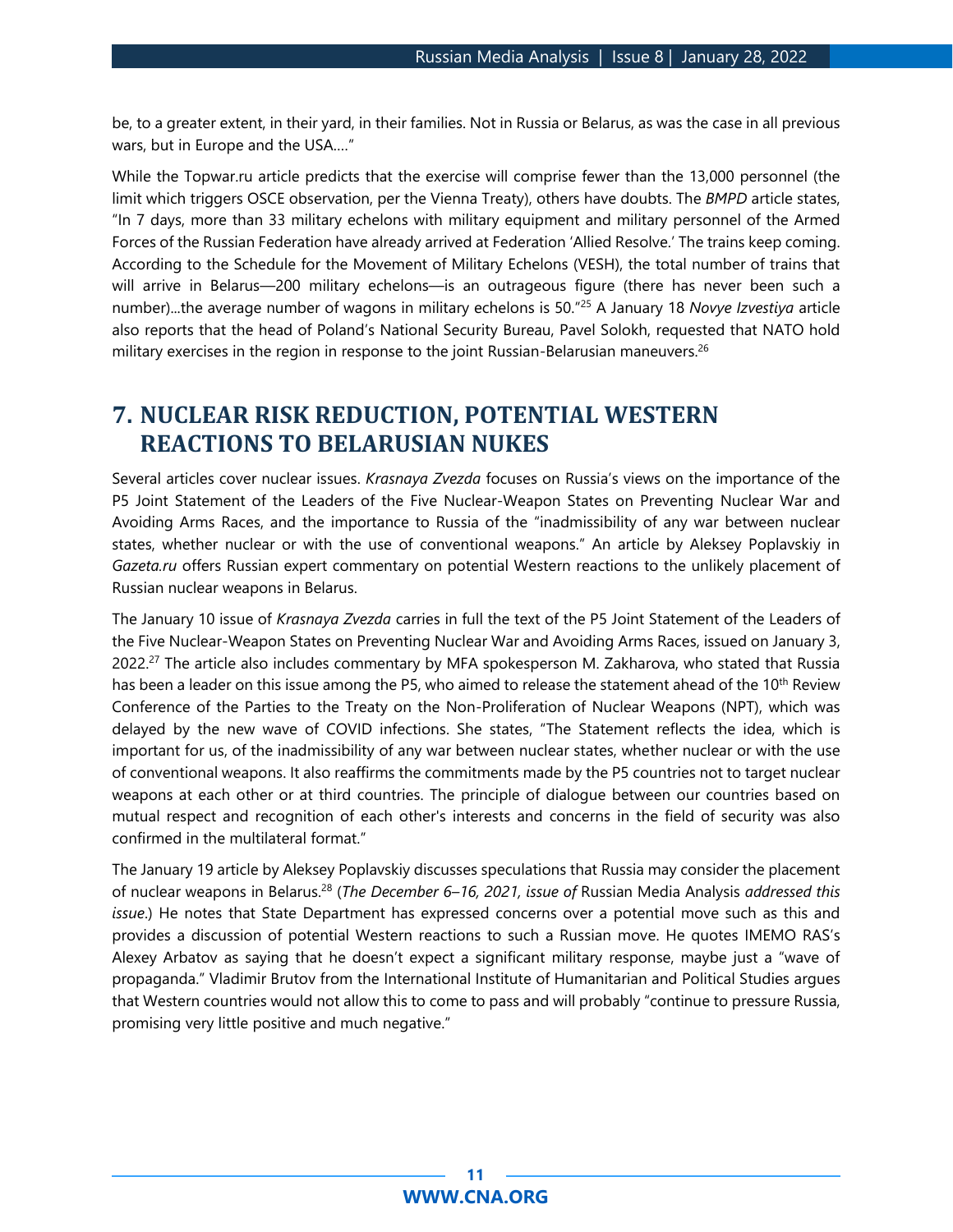be, to a greater extent, in their yard, in their families. Not in Russia or Belarus, as was the case in all previous wars, but in Europe and the USA…."

While the Topwar.ru article predicts that the exercise will comprise fewer than the 13,000 personnel (the limit which triggers OSCE observation, per the Vienna Treaty), others have doubts. The *BMPD* article states, "In 7 days, more than 33 military echelons with military equipment and military personnel of the Armed Forces of the Russian Federation have already arrived at Federation 'Allied Resolve.' The trains keep coming. According to the Schedule for the Movement of Military Echelons (VESH), the total number of trains that will arrive in Belarus—200 military echelons—is an outrageous figure (there has never been such a number)...the average number of wagons in military echelons is 50."[25] A January 18 *Novye Izvestiya* article also reports that the head of Poland's National Security Bureau, Pavel Solokh, requested that NATO hold military exercises in the region in response to the joint Russian-Belarusian maneuvers.[26]

## 7. NUCLEAR RISK REDUCTION, POTENTIAL WESTERN REACTIONS TO BELARUSIAN NUKES

Several articles cover nuclear issues. *Krasnaya Zvezda* focuses on Russia's views on the importance of the P5 Joint Statement of the Leaders of the Five Nuclear-Weapon States on Preventing Nuclear War and Avoiding Arms Races, and the importance to Russia of the "inadmissibility of any war between nuclear states, whether nuclear or with the use of conventional weapons." An article by Aleksey Poplavskiy in *Gazeta.ru* offers Russian expert commentary on potential Western reactions to the unlikely placement of Russian nuclear weapons in Belarus.

The January 10 issue of *Krasnaya Zvezda* carries in full the text of the P5 Joint Statement of the Leaders of the Five Nuclear-Weapon States on Preventing Nuclear War and Avoiding Arms Races, issued on January 3, 2022.[27] The article also includes commentary by MFA spokesperson M. Zakharova, who stated that Russia has been a leader on this issue among the P5, who aimed to release the statement ahead of the 10th Review Conference of the Parties to the Treaty on the Non-Proliferation of Nuclear Weapons (NPT), which was delayed by the new wave of COVID infections. She states, "The Statement reflects the idea, which is important for us, of the inadmissibility of any war between nuclear states, whether nuclear or with the use of conventional weapons. It also reaffirms the commitments made by the P5 countries not to target nuclear weapons at each other or at third countries. The principle of dialogue between our countries based on mutual respect and recognition of each other's interests and concerns in the field of security was also confirmed in the multilateral format."

The January 19 article by Aleksey Poplavskiy discusses speculations that Russia may consider the placement of nuclear weapons in Belarus.[28] (*The December 6–16, 2021, issue of* Russian Media Analysis *addressed this issue*.) He notes that State Department has expressed concerns over a potential move such as this and provides a discussion of potential Western reactions to such a Russian move. He quotes IMEMO RAS's Alexey Arbatov as saying that he doesn't expect a significant military response, maybe just a "wave of propaganda." Vladimir Brutov from the International Institute of Humanitarian and Political Studies argues that Western countries would not allow this to come to pass and will probably "continue to pressure Russia, promising very little positive and much negative."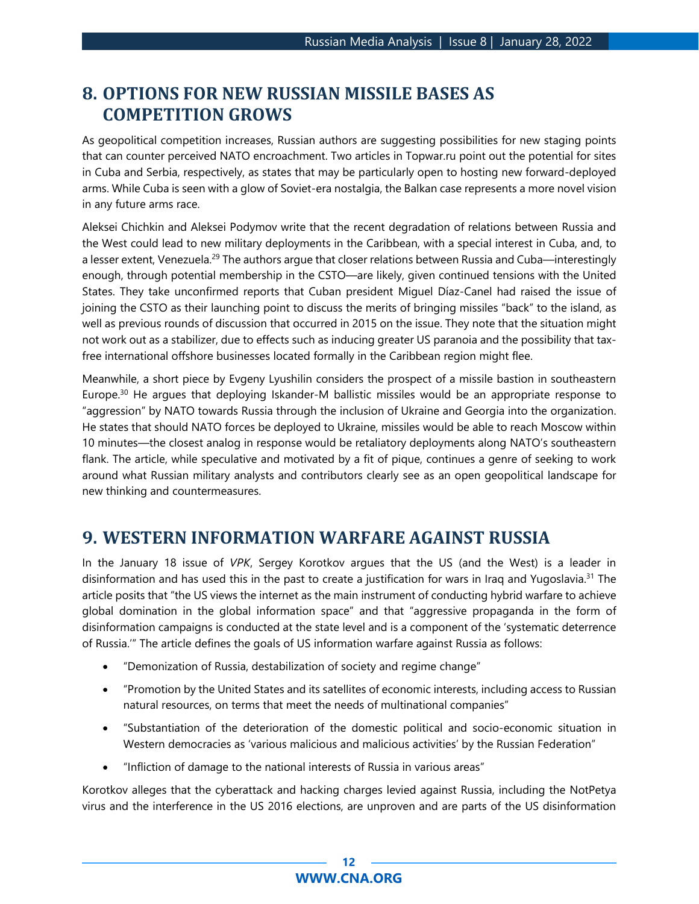## 8. OPTIONS FOR NEW RUSSIAN MISSILE BASES AS COMPETITION GROWS

As geopolitical competition increases, Russian authors are suggesting possibilities for new staging points that can counter perceived NATO encroachment. Two articles in Topwar.ru point out the potential for sites in Cuba and Serbia, respectively, as states that may be particularly open to hosting new forward-deployed arms. While Cuba is seen with a glow of Soviet-era nostalgia, the Balkan case represents a more novel vision in any future arms race.

Aleksei Chichkin and Aleksei Podymov write that the recent degradation of relations between Russia and the West could lead to new military deployments in the Caribbean, with a special interest in Cuba, and, to a lesser extent, Venezuela.[29] The authors argue that closer relations between Russia and Cuba—interestingly enough, through potential membership in the CSTO—are likely, given continued tensions with the United States. They take unconfirmed reports that Cuban president Miguel Díaz-Canel had raised the issue of joining the CSTO as their launching point to discuss the merits of bringing missiles "back" to the island, as well as previous rounds of discussion that occurred in 2015 on the issue. They note that the situation might not work out as a stabilizer, due to effects such as inducing greater US paranoia and the possibility that tax-free international offshore businesses located formally in the Caribbean region might flee.

Meanwhile, a short piece by Evgeny Lyushilin considers the prospect of a missile bastion in southeastern Europe.[30] He argues that deploying Iskander-M ballistic missiles would be an appropriate response to "aggression" by NATO towards Russia through the inclusion of Ukraine and Georgia into the organization. He states that should NATO forces be deployed to Ukraine, missiles would be able to reach Moscow within 10 minutes—the closest analog in response would be retaliatory deployments along NATO's southeastern flank. The article, while speculative and motivated by a fit of pique, continues a genre of seeking to work around what Russian military analysts and contributors clearly see as an open geopolitical landscape for new thinking and countermeasures.

## 9. WESTERN INFORMATION WARFARE AGAINST RUSSIA

In the January 18 issue of *VPK*, Sergey Korotkov argues that the US (and the West) is a leader in disinformation and has used this in the past to create a justification for wars in Iraq and Yugoslavia.[31] The article posits that "the US views the internet as the main instrument of conducting hybrid warfare to achieve global domination in the global information space" and that "aggressive propaganda in the form of disinformation campaigns is conducted at the state level and is a component of the 'systematic deterrence of Russia.'" The article defines the goals of US information warfare against Russia as follows:

- "Demonization of Russia, destabilization of society and regime change"
- "Promotion by the United States and its satellites of economic interests, including access to Russian natural resources, on terms that meet the needs of multinational companies"
- "Substantiation of the deterioration of the domestic political and socio-economic situation in Western democracies as 'various malicious and malicious activities' by the Russian Federation"
- "Infliction of damage to the national interests of Russia in various areas"

Korotkov alleges that the cyberattack and hacking charges levied against Russia, including the NotPetya virus and the interference in the US 2016 elections, are unproven and are parts of the US disinformation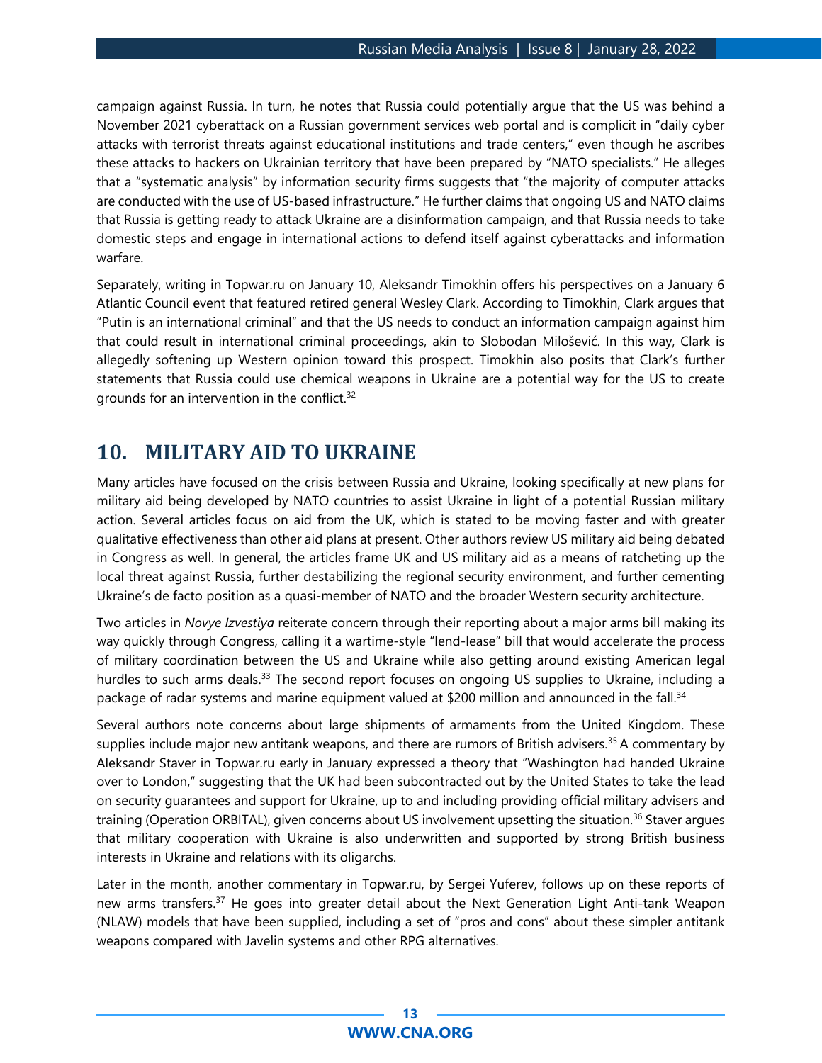campaign against Russia. In turn, he notes that Russia could potentially argue that the US was behind a November 2021 cyberattack on a Russian government services web portal and is complicit in "daily cyber attacks with terrorist threats against educational institutions and trade centers," even though he ascribes these attacks to hackers on Ukrainian territory that have been prepared by "NATO specialists." He alleges that a "systematic analysis" by information security firms suggests that "the majority of computer attacks are conducted with the use of US-based infrastructure." He further claims that ongoing US and NATO claims that Russia is getting ready to attack Ukraine are a disinformation campaign, and that Russia needs to take domestic steps and engage in international actions to defend itself against cyberattacks and information warfare.

Separately, writing in Topwar.ru on January 10, Aleksandr Timokhin offers his perspectives on a January 6 Atlantic Council event that featured retired general Wesley Clark. According to Timokhin, Clark argues that "Putin is an international criminal" and that the US needs to conduct an information campaign against him that could result in international criminal proceedings, akin to Slobodan Milošević. In this way, Clark is allegedly softening up Western opinion toward this prospect. Timokhin also posits that Clark's further statements that Russia could use chemical weapons in Ukraine are a potential way for the US to create grounds for an intervention in the conflict.[32]

## 10. MILITARY AID TO UKRAINE

Many articles have focused on the crisis between Russia and Ukraine, looking specifically at new plans for military aid being developed by NATO countries to assist Ukraine in light of a potential Russian military action. Several articles focus on aid from the UK, which is stated to be moving faster and with greater qualitative effectiveness than other aid plans at present. Other authors review US military aid being debated in Congress as well. In general, the articles frame UK and US military aid as a means of ratcheting up the local threat against Russia, further destabilizing the regional security environment, and further cementing Ukraine's de facto position as a quasi-member of NATO and the broader Western security architecture.

Two articles in *Novye Izvestiya* reiterate concern through their reporting about a major arms bill making its way quickly through Congress, calling it a wartime-style "lend-lease" bill that would accelerate the process of military coordination between the US and Ukraine while also getting around existing American legal hurdles to such arms deals.[33] The second report focuses on ongoing US supplies to Ukraine, including a package of radar systems and marine equipment valued at $200 million and announced in the fall.[34]

Several authors note concerns about large shipments of armaments from the United Kingdom. These supplies include major new antitank weapons, and there are rumors of British advisers.[35] A commentary by Aleksandr Staver in Topwar.ru early in January expressed a theory that "Washington had handed Ukraine over to London," suggesting that the UK had been subcontracted out by the United States to take the lead on security guarantees and support for Ukraine, up to and including providing official military advisers and training (Operation ORBITAL), given concerns about US involvement upsetting the situation.[36] Staver argues that military cooperation with Ukraine is also underwritten and supported by strong British business interests in Ukraine and relations with its oligarchs.

Later in the month, another commentary in Topwar.ru, by Sergei Yuferev, follows up on these reports of new arms transfers.[37] He goes into greater detail about the Next Generation Light Anti-tank Weapon (NLAW) models that have been supplied, including a set of "pros and cons" about these simpler antitank weapons compared with Javelin systems and other RPG alternatives.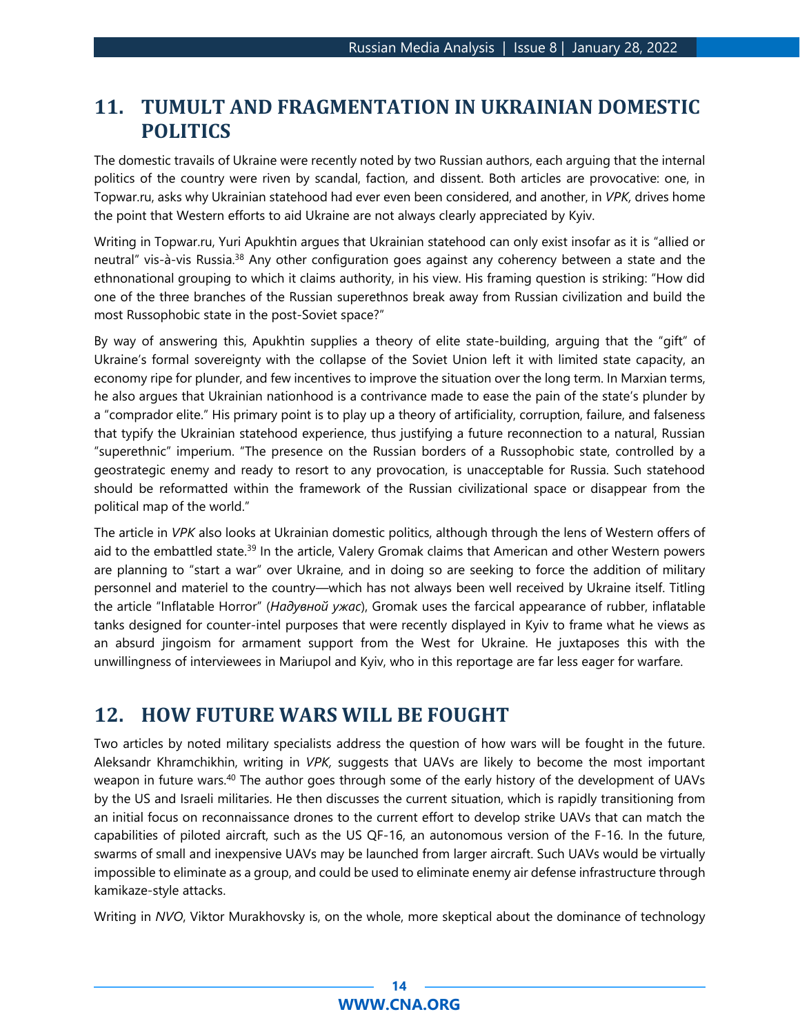## 11. TUMULT AND FRAGMENTATION IN UKRAINIAN DOMESTIC POLITICS

The domestic travails of Ukraine were recently noted by two Russian authors, each arguing that the internal politics of the country were riven by scandal, faction, and dissent. Both articles are provocative: one, in Topwar.ru, asks why Ukrainian statehood had ever even been considered, and another, in *VPK,* drives home the point that Western efforts to aid Ukraine are not always clearly appreciated by Kyiv.

Writing in Topwar.ru, Yuri Apukhtin argues that Ukrainian statehood can only exist insofar as it is "allied or neutral" vis-à-vis Russia.[38] Any other configuration goes against any coherency between a state and the ethnonational grouping to which it claims authority, in his view. His framing question is striking: "How did one of the three branches of the Russian superethnos break away from Russian civilization and build the most Russophobic state in the post-Soviet space?"

By way of answering this, Apukhtin supplies a theory of elite state-building, arguing that the "gift" of Ukraine's formal sovereignty with the collapse of the Soviet Union left it with limited state capacity, an economy ripe for plunder, and few incentives to improve the situation over the long term. In Marxian terms, he also argues that Ukrainian nationhood is a contrivance made to ease the pain of the state's plunder by a "comprador elite." His primary point is to play up a theory of artificiality, corruption, failure, and falseness that typify the Ukrainian statehood experience, thus justifying a future reconnection to a natural, Russian "superethnic" imperium. "The presence on the Russian borders of a Russophobic state, controlled by a geostrategic enemy and ready to resort to any provocation, is unacceptable for Russia. Such statehood should be reformatted within the framework of the Russian civilizational space or disappear from the political map of the world."

The article in *VPK* also looks at Ukrainian domestic politics, although through the lens of Western offers of aid to the embattled state.[39] In the article, Valery Gromak claims that American and other Western powers are planning to "start a war" over Ukraine, and in doing so are seeking to force the addition of military personnel and materiel to the country—which has not always been well received by Ukraine itself. Titling the article "Inflatable Horror" (*Надувной ужас*), Gromak uses the farcical appearance of rubber, inflatable tanks designed for counter-intel purposes that were recently displayed in Kyiv to frame what he views as an absurd jingoism for armament support from the West for Ukraine. He juxtaposes this with the unwillingness of interviewees in Mariupol and Kyiv, who in this reportage are far less eager for warfare.

## 12. HOW FUTURE WARS WILL BE FOUGHT

Two articles by noted military specialists address the question of how wars will be fought in the future. Aleksandr Khramchikhin, writing in *VPK,* suggests that UAVs are likely to become the most important weapon in future wars.[40] The author goes through some of the early history of the development of UAVs by the US and Israeli militaries. He then discusses the current situation, which is rapidly transitioning from an initial focus on reconnaissance drones to the current effort to develop strike UAVs that can match the capabilities of piloted aircraft, such as the US QF-16, an autonomous version of the F-16. In the future, swarms of small and inexpensive UAVs may be launched from larger aircraft. Such UAVs would be virtually impossible to eliminate as a group, and could be used to eliminate enemy air defense infrastructure through kamikaze-style attacks.

Writing in *NVO*, Viktor Murakhovsky is, on the whole, more skeptical about the dominance of technology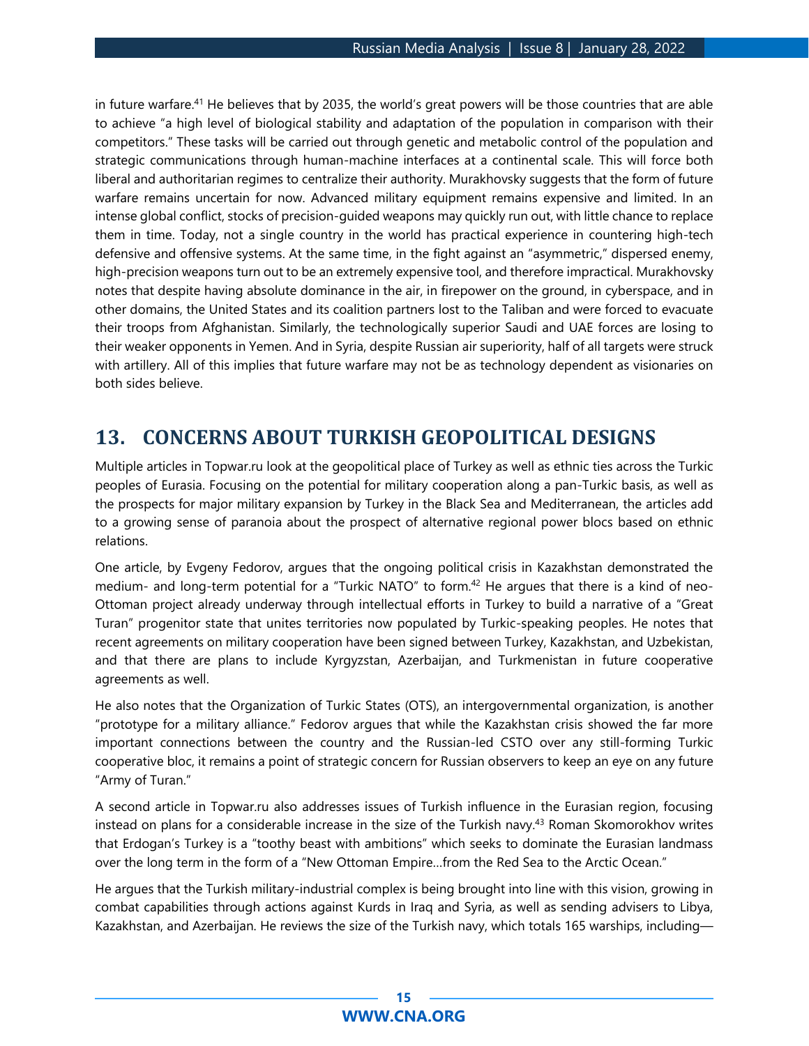in future warfare.[41] He believes that by 2035, the world's great powers will be those countries that are able to achieve "a high level of biological stability and adaptation of the population in comparison with their competitors." These tasks will be carried out through genetic and metabolic control of the population and strategic communications through human-machine interfaces at a continental scale. This will force both liberal and authoritarian regimes to centralize their authority. Murakhovsky suggests that the form of future warfare remains uncertain for now. Advanced military equipment remains expensive and limited. In an intense global conflict, stocks of precision-guided weapons may quickly run out, with little chance to replace them in time. Today, not a single country in the world has practical experience in countering high-tech defensive and offensive systems. At the same time, in the fight against an "asymmetric," dispersed enemy, high-precision weapons turn out to be an extremely expensive tool, and therefore impractical. Murakhovsky notes that despite having absolute dominance in the air, in firepower on the ground, in cyberspace, and in other domains, the United States and its coalition partners lost to the Taliban and were forced to evacuate their troops from Afghanistan. Similarly, the technologically superior Saudi and UAE forces are losing to their weaker opponents in Yemen. And in Syria, despite Russian air superiority, half of all targets were struck with artillery. All of this implies that future warfare may not be as technology dependent as visionaries on both sides believe.

## 13. CONCERNS ABOUT TURKISH GEOPOLITICAL DESIGNS

Multiple articles in Topwar.ru look at the geopolitical place of Turkey as well as ethnic ties across the Turkic peoples of Eurasia. Focusing on the potential for military cooperation along a pan-Turkic basis, as well as the prospects for major military expansion by Turkey in the Black Sea and Mediterranean, the articles add to a growing sense of paranoia about the prospect of alternative regional power blocs based on ethnic relations.

One article, by Evgeny Fedorov, argues that the ongoing political crisis in Kazakhstan demonstrated the medium- and long-term potential for a "Turkic NATO" to form.[42] He argues that there is a kind of neo-Ottoman project already underway through intellectual efforts in Turkey to build a narrative of a "Great Turan" progenitor state that unites territories now populated by Turkic-speaking peoples. He notes that recent agreements on military cooperation have been signed between Turkey, Kazakhstan, and Uzbekistan, and that there are plans to include Kyrgyzstan, Azerbaijan, and Turkmenistan in future cooperative agreements as well.

He also notes that the Organization of Turkic States (OTS), an intergovernmental organization, is another "prototype for a military alliance." Fedorov argues that while the Kazakhstan crisis showed the far more important connections between the country and the Russian-led CSTO over any still-forming Turkic cooperative bloc, it remains a point of strategic concern for Russian observers to keep an eye on any future "Army of Turan."

A second article in Topwar.ru also addresses issues of Turkish influence in the Eurasian region, focusing instead on plans for a considerable increase in the size of the Turkish navy.[43] Roman Skomorokhov writes that Erdogan's Turkey is a "toothy beast with ambitions" which seeks to dominate the Eurasian landmass over the long term in the form of a "New Ottoman Empire…from the Red Sea to the Arctic Ocean."

He argues that the Turkish military-industrial complex is being brought into line with this vision, growing in combat capabilities through actions against Kurds in Iraq and Syria, as well as sending advisers to Libya, Kazakhstan, and Azerbaijan. He reviews the size of the Turkish navy, which totals 165 warships, including—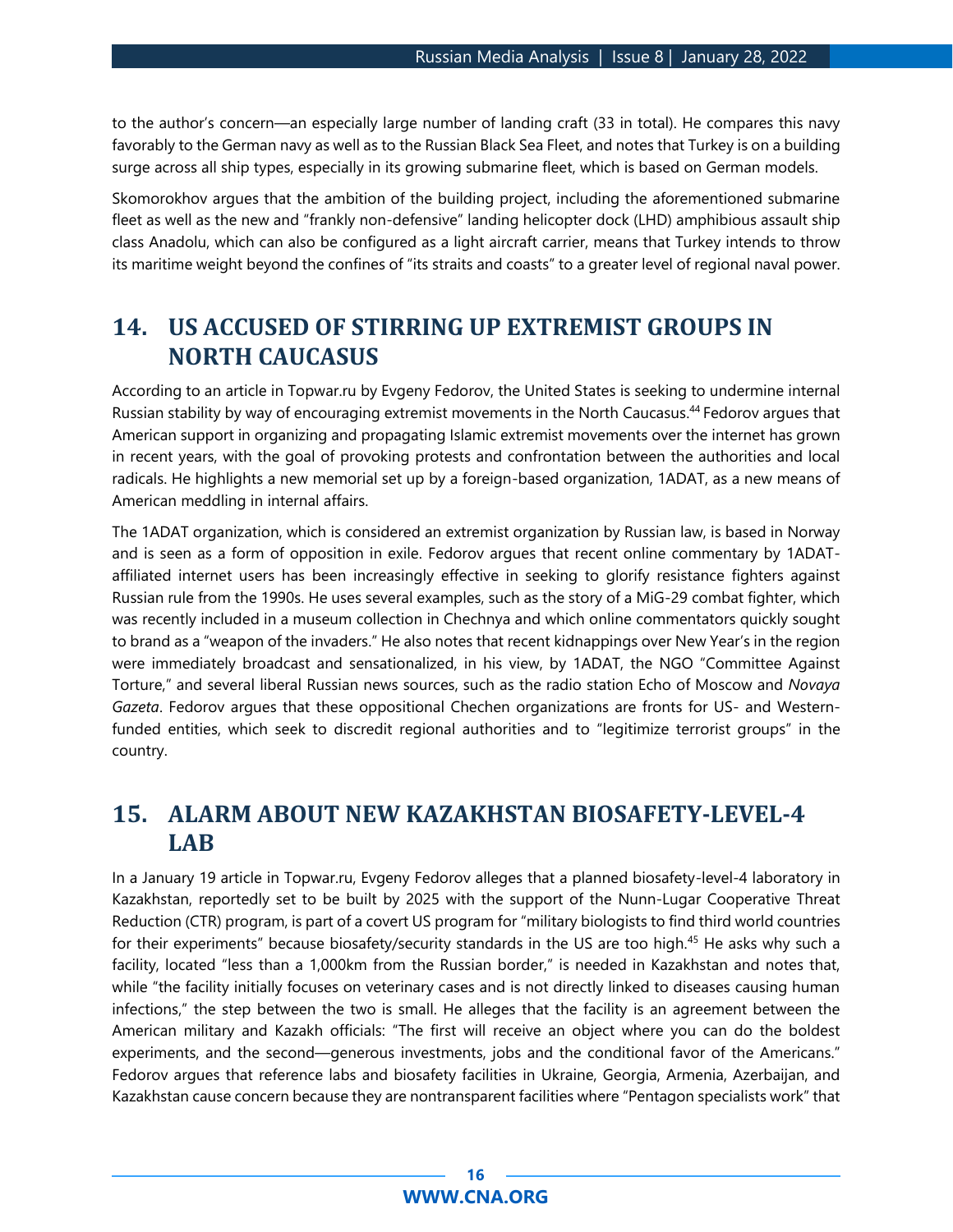to the author's concern—an especially large number of landing craft (33 in total). He compares this navy favorably to the German navy as well as to the Russian Black Sea Fleet, and notes that Turkey is on a building surge across all ship types, especially in its growing submarine fleet, which is based on German models.

Skomorokhov argues that the ambition of the building project, including the aforementioned submarine fleet as well as the new and "frankly non-defensive" landing helicopter dock (LHD) amphibious assault ship class Anadolu, which can also be configured as a light aircraft carrier, means that Turkey intends to throw its maritime weight beyond the confines of "its straits and coasts" to a greater level of regional naval power.

## 14. US ACCUSED OF STIRRING UP EXTREMIST GROUPS IN NORTH CAUCASUS

According to an article in Topwar.ru by Evgeny Fedorov, the United States is seeking to undermine internal Russian stability by way of encouraging extremist movements in the North Caucasus.[44] Fedorov argues that American support in organizing and propagating Islamic extremist movements over the internet has grown in recent years, with the goal of provoking protests and confrontation between the authorities and local radicals. He highlights a new memorial set up by a foreign-based organization, 1ADAT, as a new means of American meddling in internal affairs.

The 1ADAT organization, which is considered an extremist organization by Russian law, is based in Norway and is seen as a form of opposition in exile. Fedorov argues that recent online commentary by 1ADAT-affiliated internet users has been increasingly effective in seeking to glorify resistance fighters against Russian rule from the 1990s. He uses several examples, such as the story of a MiG-29 combat fighter, which was recently included in a museum collection in Chechnya and which online commentators quickly sought to brand as a "weapon of the invaders." He also notes that recent kidnappings over New Year's in the region were immediately broadcast and sensationalized, in his view, by 1ADAT, the NGO "Committee Against Torture," and several liberal Russian news sources, such as the radio station Echo of Moscow and *Novaya Gazeta*. Fedorov argues that these oppositional Chechen organizations are fronts for US- and Western-funded entities, which seek to discredit regional authorities and to "legitimize terrorist groups" in the country.

## 15. ALARM ABOUT NEW KAZAKHSTAN BIOSAFETY-LEVEL-4 LAB

In a January 19 article in Topwar.ru, Evgeny Fedorov alleges that a planned biosafety-level-4 laboratory in Kazakhstan, reportedly set to be built by 2025 with the support of the Nunn-Lugar Cooperative Threat Reduction (CTR) program, is part of a covert US program for "military biologists to find third world countries for their experiments" because biosafety/security standards in the US are too high.[45] He asks why such a facility, located "less than a 1,000km from the Russian border," is needed in Kazakhstan and notes that, while "the facility initially focuses on veterinary cases and is not directly linked to diseases causing human infections," the step between the two is small. He alleges that the facility is an agreement between the American military and Kazakh officials: "The first will receive an object where you can do the boldest experiments, and the second—generous investments, jobs and the conditional favor of the Americans." Fedorov argues that reference labs and biosafety facilities in Ukraine, Georgia, Armenia, Azerbaijan, and Kazakhstan cause concern because they are nontransparent facilities where "Pentagon specialists work" that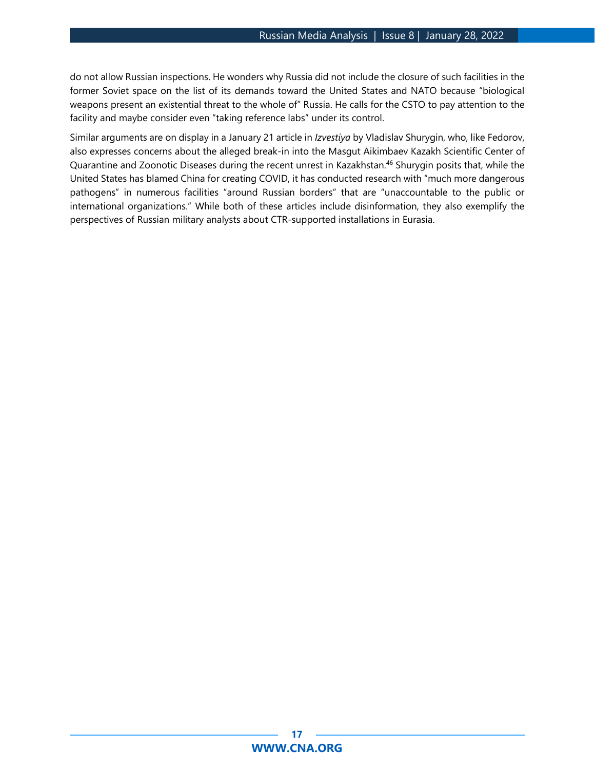do not allow Russian inspections. He wonders why Russia did not include the closure of such facilities in the former Soviet space on the list of its demands toward the United States and NATO because "biological weapons present an existential threat to the whole of" Russia. He calls for the CSTO to pay attention to the facility and maybe consider even "taking reference labs" under its control.

Similar arguments are on display in a January 21 article in *Izvestiya* by Vladislav Shurygin, who, like Fedorov, also expresses concerns about the alleged break-in into the Masgut Aikimbaev Kazakh Scientific Center of Quarantine and Zoonotic Diseases during the recent unrest in Kazakhstan.[46] Shurygin posits that, while the United States has blamed China for creating COVID, it has conducted research with "much more dangerous pathogens" in numerous facilities "around Russian borders" that are "unaccountable to the public or international organizations." While both of these articles include disinformation, they also exemplify the perspectives of Russian military analysts about CTR-supported installations in Eurasia.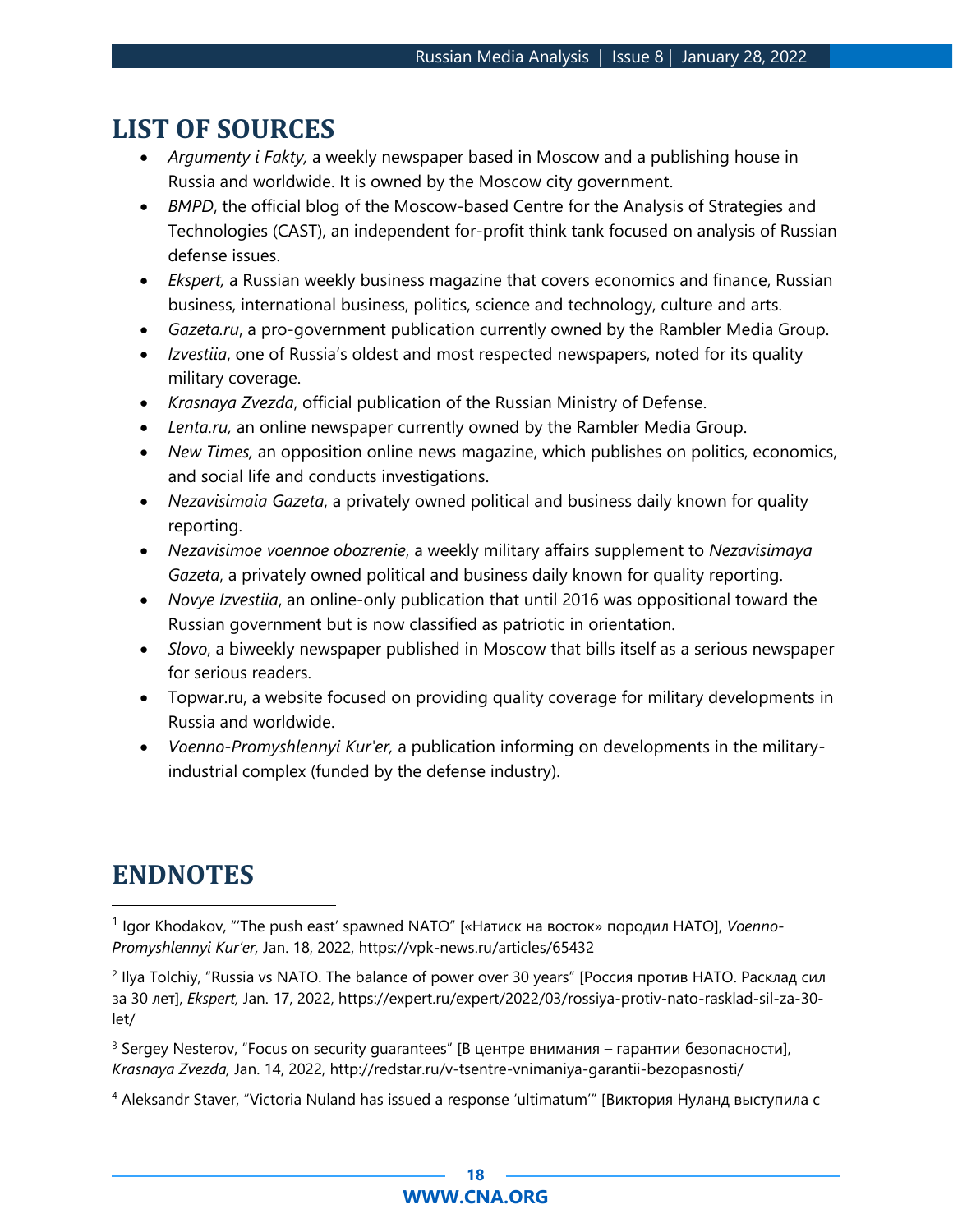# LIST OF SOURCES

- *Argumenty i Fakty,* a weekly newspaper based in Moscow and a publishing house in Russia and worldwide. It is owned by the Moscow city government.
- *BMPD*, the official blog of the Moscow-based Centre for the Analysis of Strategies and Technologies (CAST), an independent for-profit think tank focused on analysis of Russian defense issues.
- *Ekspert,* a Russian weekly business magazine that covers economics and finance, Russian business, international business, politics, science and technology, culture and arts.
- *Gazeta.ru*, a pro-government publication currently owned by the Rambler Media Group.
- *Izvestiia*, one of Russia's oldest and most respected newspapers, noted for its quality military coverage.
- *Krasnaya Zvezda*, official publication of the Russian Ministry of Defense.
- *Lenta.ru,* an online newspaper currently owned by the Rambler Media Group.
- *New Times,* an opposition online news magazine, which publishes on politics, economics, and social life and conducts investigations.
- *Nezavisimaia Gazeta*, a privately owned political and business daily known for quality reporting.
- *Nezavisimoe voennoe obozrenie*, a weekly military affairs supplement to *Nezavisimaya Gazeta*, a privately owned political and business daily known for quality reporting.
- *Novye Izvestiia*, an online-only publication that until 2016 was oppositional toward the Russian government but is now classified as patriotic in orientation.
- *Slovo*, a biweekly newspaper published in Moscow that bills itself as a serious newspaper for serious readers.
- Topwar.ru, a website focused on providing quality coverage for military developments in Russia and worldwide.
- *Voenno-Promyshlennyi Kur'er,* a publication informing on developments in the military-industrial complex (funded by the defense industry).

# ENDNOTES

[1] Igor Khodakov, "'The push east' spawned NATO" [«Натиск на восток» породил НАТО], *Voenno-Promyshlennyi Kur'er,* Jan. 18, 2022, https://vpk-news.ru/articles/65432

[2] Ilya Tolchiy, "Russia vs NATO. The balance of power over 30 years" [Россия против НАТО. Расклад сил за 30 лет], *Ekspert,* Jan. 17, 2022, https://expert.ru/expert/2022/03/rossiya-protiv-nato-rasklad-sil-za-30-let/

[3] Sergey Nesterov, "Focus on security guarantees" [В центре внимания – гарантии безопасности], *Krasnaya Zvezda,* Jan. 14, 2022, http://redstar.ru/v-tsentre-vnimaniya-garantii-bezopasnosti/

[4] Aleksandr Staver, "Victoria Nuland has issued a response 'ultimatum'" [Виктория Нуланд выступила с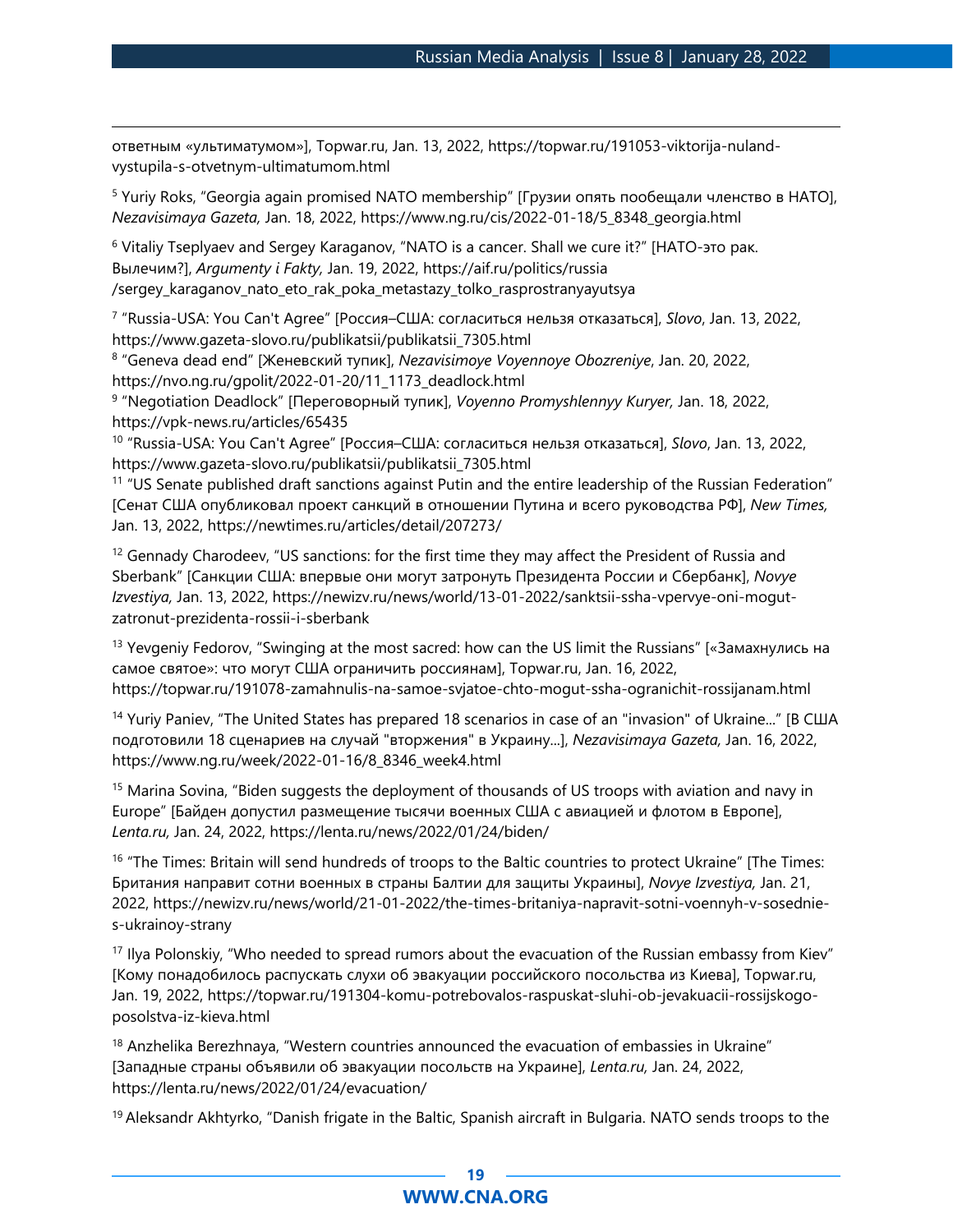ответным «ультиматумом»], Topwar.ru, Jan. 13, 2022, https://topwar.ru/191053-viktorija-nuland-vystupila-s-otvetnym-ultimatumom.html

[5] Yuriy Roks, "Georgia again promised NATO membership" [Грузии опять пообещали членство в НАТО], *Nezavisimaya Gazeta,* Jan. 18, 2022, https://www.ng.ru/cis/2022-01-18/5_8348_georgia.html

[6] Vitaliy Tseplyaev and Sergey Karaganov, "NATO is a cancer. Shall we cure it?" [НАТО-это рак. Вылечим?], *Argumenty i Fakty,* Jan. 19, 2022, https://aif.ru/politics/russia /sergey_karaganov_nato_eto_rak_poka_metastazy_tolko_rasprostranyayutsya

[7] "Russia-USA: You Can't Agree" [Россия–США: согласиться нельзя отказаться], *Slovo*, Jan. 13, 2022, https://www.gazeta-slovo.ru/publikatsii/publikatsii_7305.html

[8] "Geneva dead end" [Женевский тупик], *Nezavisimoye Voyennoye Obozreniye*, Jan. 20, 2022, https://nvo.ng.ru/gpolit/2022-01-20/11_1173_deadlock.html

[9] "Negotiation Deadlock" [Переговорный тупик], *Voyenno Promyshlennyy Kuryer,* Jan. 18, 2022, https://vpk-news.ru/articles/65435

[10] "Russia-USA: You Can't Agree" [Россия–США: согласиться нельзя отказаться], *Slovo*, Jan. 13, 2022, https://www.gazeta-slovo.ru/publikatsii/publikatsii_7305.html

[11] "US Senate published draft sanctions against Putin and the entire leadership of the Russian Federation" [Сенат США опубликовал проект санкций в отношении Путина и всего руководства РФ], *New Times,* Jan. 13, 2022, https://newtimes.ru/articles/detail/207273/

[12] Gennady Charodeev, "US sanctions: for the first time they may affect the President of Russia and Sberbank" [Санкции США: впервые они могут затронуть Президента России и Сбербанк], *Novye Izvestiya,* Jan. 13, 2022, https://newizv.ru/news/world/13-01-2022/sanktsii-ssha-vpervye-oni-mogut-zatronut-prezidenta-rossii-i-sberbank

[13] Yevgeniy Fedorov, "Swinging at the most sacred: how can the US limit the Russians" [«Замахнулись на самое святое»: что могут США ограничить россиянам], Topwar.ru, Jan. 16, 2022, https://topwar.ru/191078-zamahnulis-na-samoe-svjatoe-chto-mogut-ssha-ogranichit-rossijanam.html

[14] Yuriy Paniev, "The United States has prepared 18 scenarios in case of an "invasion" of Ukraine..." [В США подготовили 18 сценариев на случай "вторжения" в Украину...], *Nezavisimaya Gazeta,* Jan. 16, 2022, https://www.ng.ru/week/2022-01-16/8_8346_week4.html

[15] Marina Sovina, "Biden suggests the deployment of thousands of US troops with aviation and navy in Europe" [Байден допустил размещение тысячи военных США с авиацией и флотом в Европе], *Lenta.ru,* Jan. 24, 2022, https://lenta.ru/news/2022/01/24/biden/

[16] "The Times: Britain will send hundreds of troops to the Baltic countries to protect Ukraine" [The Times: Британия направит сотни военных в страны Балтии для защиты Украины], *Novye Izvestiya,* Jan. 21, 2022, https://newizv.ru/news/world/21-01-2022/the-times-britaniya-napravit-sotni-voennyh-v-sosednie-s-ukrainoy-strany

[17] Ilya Polonskiy, "Who needed to spread rumors about the evacuation of the Russian embassy from Kiev" [Кому понадобилось распускать слухи об эвакуации российского посольства из Киева], Topwar.ru, Jan. 19, 2022, https://topwar.ru/191304-komu-potrebovalos-raspuskat-sluhi-ob-jevakuacii-rossijskogo-posolstva-iz-kieva.html

[18] Anzhelika Berezhnaya, "Western countries announced the evacuation of embassies in Ukraine" [Западные страны объявили об эвакуации посольств на Украине], *Lenta.ru,* Jan. 24, 2022, https://lenta.ru/news/2022/01/24/evacuation/

[19] Aleksandr Akhtyrko, "Danish frigate in the Baltic, Spanish aircraft in Bulgaria. NATO sends troops to the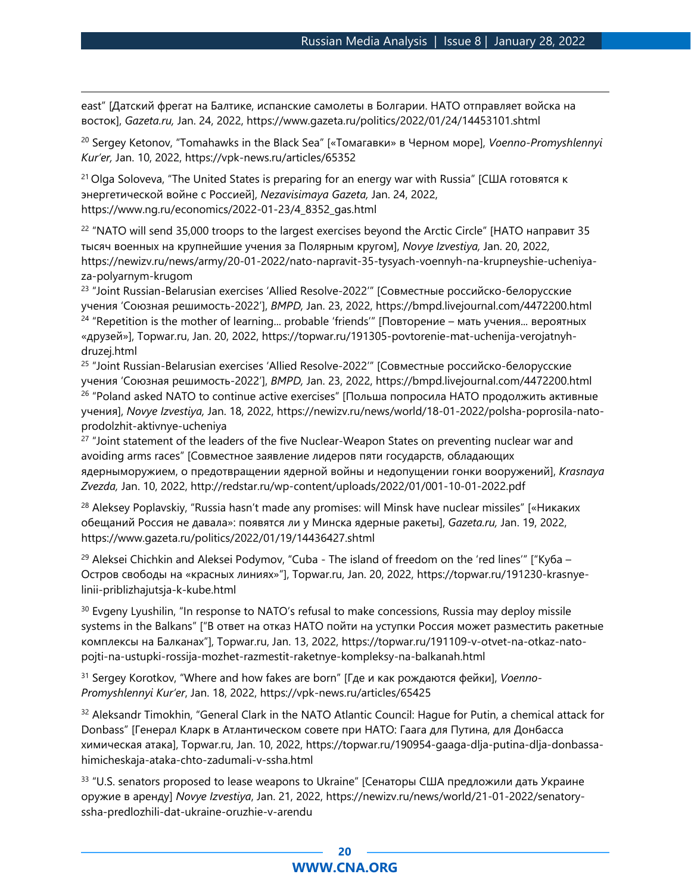east" [Датский фрегат на Балтике, испанские самолеты в Болгарии. НАТО отправляет войска на восток], *Gazeta.ru,* Jan. 24, 2022, https://www.gazeta.ru/politics/2022/01/24/14453101.shtml

[20] Sergey Ketonov, "Tomahawks in the Black Sea" [«Томагавки» в Черном море], *Voenno-Promyshlennyi Kur'er,* Jan. 10, 2022, https://vpk-news.ru/articles/65352

[21] Olga Soloveva, "The United States is preparing for an energy war with Russia" [США готовятся к энергетической войне с Россией], *Nezavisimaya Gazeta,* Jan. 24, 2022, https://www.ng.ru/economics/2022-01-23/4_8352_gas.html

[22] "NATO will send 35,000 troops to the largest exercises beyond the Arctic Circle" [НАТО направит 35 тысяч военных на крупнейшие учения за Полярным кругом], *Novye Izvestiya,* Jan. 20, 2022, https://newizv.ru/news/army/20-01-2022/nato-napravit-35-tysyach-voennyh-na-krupneyshie-ucheniya-za-polyarnym-krugom

[23] "Joint Russian-Belarusian exercises 'Allied Resolve-2022'" [Совместные российско-белорусские учения 'Союзная решимость-2022'], *BMPD,* Jan. 23, 2022, https://bmpd.livejournal.com/4472200.html

[24] "Repetition is the mother of learning... probable 'friends'" [Повторение – мать учения... вероятных «друзей»], Topwar.ru, Jan. 20, 2022, https://topwar.ru/191305-povtorenie-mat-uchenija-verojatnyh-druzej.html

[25] "Joint Russian-Belarusian exercises 'Allied Resolve-2022'" [Совместные российско-белорусские учения 'Союзная решимость-2022'], *BMPD,* Jan. 23, 2022, https://bmpd.livejournal.com/4472200.html

[26] "Poland asked NATO to continue active exercises" [Польша попросила НАТО продолжить активные учения], *Novye Izvestiya,* Jan. 18, 2022, https://newizv.ru/news/world/18-01-2022/polsha-poprosila-nato-prodolzhit-aktivnye-ucheniya

[27] "Joint statement of the leaders of the five Nuclear-Weapon States on preventing nuclear war and avoiding arms races" [Совместное заявление лидеров пяти государств, обладающих ядерныморужием, о предотвращении ядерной войны и недопущении гонки вооружений], *Krasnaya Zvezda,* Jan. 10, 2022, http://redstar.ru/wp-content/uploads/2022/01/001-10-01-2022.pdf

[28] Aleksey Poplavskiy, "Russia hasn't made any promises: will Minsk have nuclear missiles" [«Никаких обещаний Россия не давала»: появятся ли у Минска ядерные ракеты], *Gazeta.ru,* Jan. 19, 2022, https://www.gazeta.ru/politics/2022/01/19/14436427.shtml

[29] Aleksei Chichkin and Aleksei Podymov, "Cuba - The island of freedom on the 'red lines'" ["Куба – Остров свободы на «красных линиях»"], Topwar.ru, Jan. 20, 2022, https://topwar.ru/191230-krasnye-linii-priblizhajutsja-k-kube.html

[30] Evgeny Lyushilin, "In response to NATO's refusal to make concessions, Russia may deploy missile systems in the Balkans" ["В ответ на отказ НАТО пойти на уступки Россия может разместить ракетные комплексы на Балканах"], Topwar.ru, Jan. 13, 2022, https://topwar.ru/191109-v-otvet-na-otkaz-nato-pojti-na-ustupki-rossija-mozhet-razmestit-raketnye-kompleksy-na-balkanah.html

[31] Sergey Korotkov, "Where and how fakes are born" [Где и как рождаются фейки], *Voenno-Promyshlennyi Kur'er*, Jan. 18, 2022, https://vpk-news.ru/articles/65425

[32] Aleksandr Timokhin, "General Clark in the NATO Atlantic Council: Hague for Putin, a chemical attack for Donbass" [Генерал Кларк в Атлантическом совете при НАТО: Гаага для Путина, для Донбасса химическая атака], Topwar.ru, Jan. 10, 2022, https://topwar.ru/190954-gaaga-dlja-putina-dlja-donbassa-himicheskaja-ataka-chto-zadumali-v-ssha.html

[33] "U.S. senators proposed to lease weapons to Ukraine" [Сенаторы США предложили дать Украине оружие в аренду] *Novye Izvestiya*, Jan. 21, 2022, https://newizv.ru/news/world/21-01-2022/senatory-ssha-predlozhili-dat-ukraine-oruzhie-v-arendu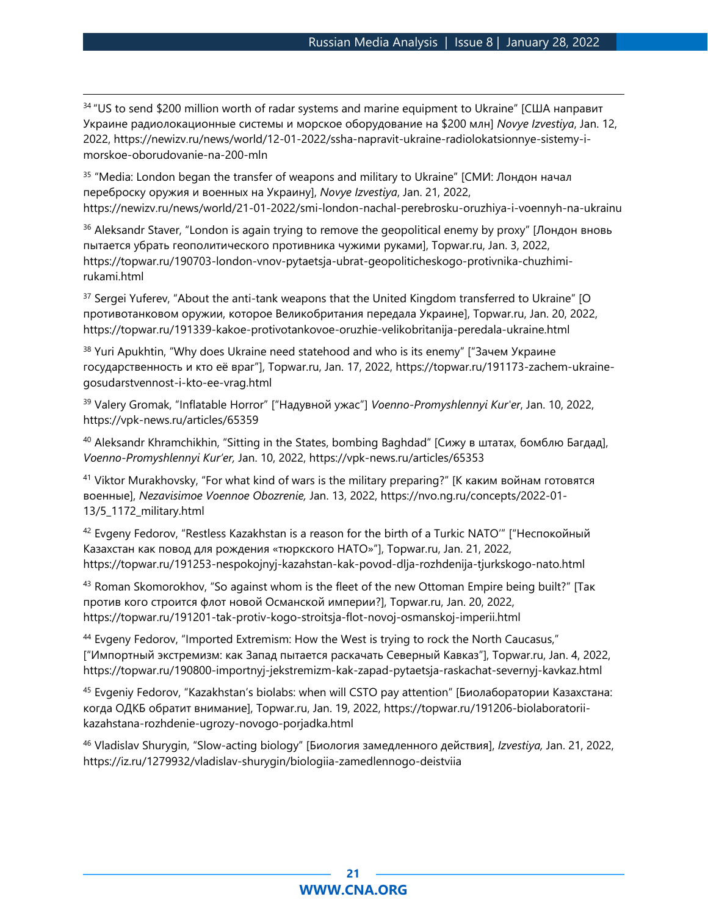[34] "US to send $200 million worth of radar systems and marine equipment to Ukraine" [США направит Украине радиолокационные системы и морское оборудование на $200 млн] *Novye Izvestiya*, Jan. 12, 2022, https://newizv.ru/news/world/12-01-2022/ssha-napravit-ukraine-radiolokatsionnye-sistemy-i-morskoe-oborudovanie-na-200-mln

[35] "Media: London began the transfer of weapons and military to Ukraine" [СМИ: Лондон начал переброску оружия и военных на Украину], *Novye Izvestiya*, Jan. 21, 2022, https://newizv.ru/news/world/21-01-2022/smi-london-nachal-perebrosku-oruzhiya-i-voennyh-na-ukrainu

[36] Aleksandr Staver, "London is again trying to remove the geopolitical enemy by proxy" [Лондон вновь пытается убрать геополитического противника чужими руками], Topwar.ru, Jan. 3, 2022, https://topwar.ru/190703-london-vnov-pytaetsja-ubrat-geopoliticheskogo-protivnika-chuzhimi-rukami.html

[37] Sergei Yuferev, "About the anti-tank weapons that the United Kingdom transferred to Ukraine" [О противотанковом оружии, которое Великобритания передала Украине], Topwar.ru, Jan. 20, 2022, https://topwar.ru/191339-kakoe-protivotankovoe-oruzhie-velikobritanija-peredala-ukraine.html

[38] Yuri Apukhtin, "Why does Ukraine need statehood and who is its enemy" ["Зачем Украине государственность и кто её враг"], Topwar.ru, Jan. 17, 2022, https://topwar.ru/191173-zachem-ukraine-gosudarstvennost-i-kto-ee-vrag.html

[39] Valery Gromak, "Inflatable Horror" ["Надувной ужас"] *Voenno-Promyshlennyi Kur'er*, Jan. 10, 2022, https://vpk-news.ru/articles/65359

[40] Aleksandr Khramchikhin, "Sitting in the States, bombing Baghdad" [Сижу в штатах, бомблю Багдад], *Voenno-Promyshlennyi Kur'er,* Jan. 10, 2022, https://vpk-news.ru/articles/65353

[41] Viktor Murakhovsky, "For what kind of wars is the military preparing?" [К каким войнам готовятся военные], *Nezavisimoe Voennoe Obozrenie,* Jan. 13, 2022, https://nvo.ng.ru/concepts/2022-01-13/5_1172_military.html

[42] Evgeny Fedorov, "Restless Kazakhstan is a reason for the birth of a Turkic NATO'" ["Неспокойный Казахстан как повод для рождения «тюркского НАТО»"], Topwar.ru, Jan. 21, 2022, https://topwar.ru/191253-nespokojnyj-kazahstan-kak-povod-dlja-rozhdenija-tjurkskogo-nato.html

[43] Roman Skomorokhov, "So against whom is the fleet of the new Ottoman Empire being built?" [Так против кого строится флот новой Османской империи?], Topwar.ru, Jan. 20, 2022, https://topwar.ru/191201-tak-protiv-kogo-stroitsja-flot-novoj-osmanskoj-imperii.html

[44] Evgeny Fedorov, "Imported Extremism: How the West is trying to rock the North Caucasus," ["Импортный экстремизм: как Запад пытается раскачать Северный Кавказ"], Topwar.ru, Jan. 4, 2022, https://topwar.ru/190800-importnyj-jekstremizm-kak-zapad-pytaetsja-raskachat-severnyj-kavkaz.html

[45] Evgeniy Fedorov, "Kazakhstan's biolabs: when will CSTO pay attention" [Биолаборатории Казахстана: когда ОДКБ обратит внимание], Topwar.ru, Jan. 19, 2022, https://topwar.ru/191206-biolaboratorii-kazahstana-rozhdenie-ugrozy-novogo-porjadka.html

[46] Vladislav Shurygin, "Slow-acting biology" [Биология замедленного действия], *Izvestiya,* Jan. 21, 2022, https://iz.ru/1279932/vladislav-shurygin/biologiia-zamedlennogo-deistviia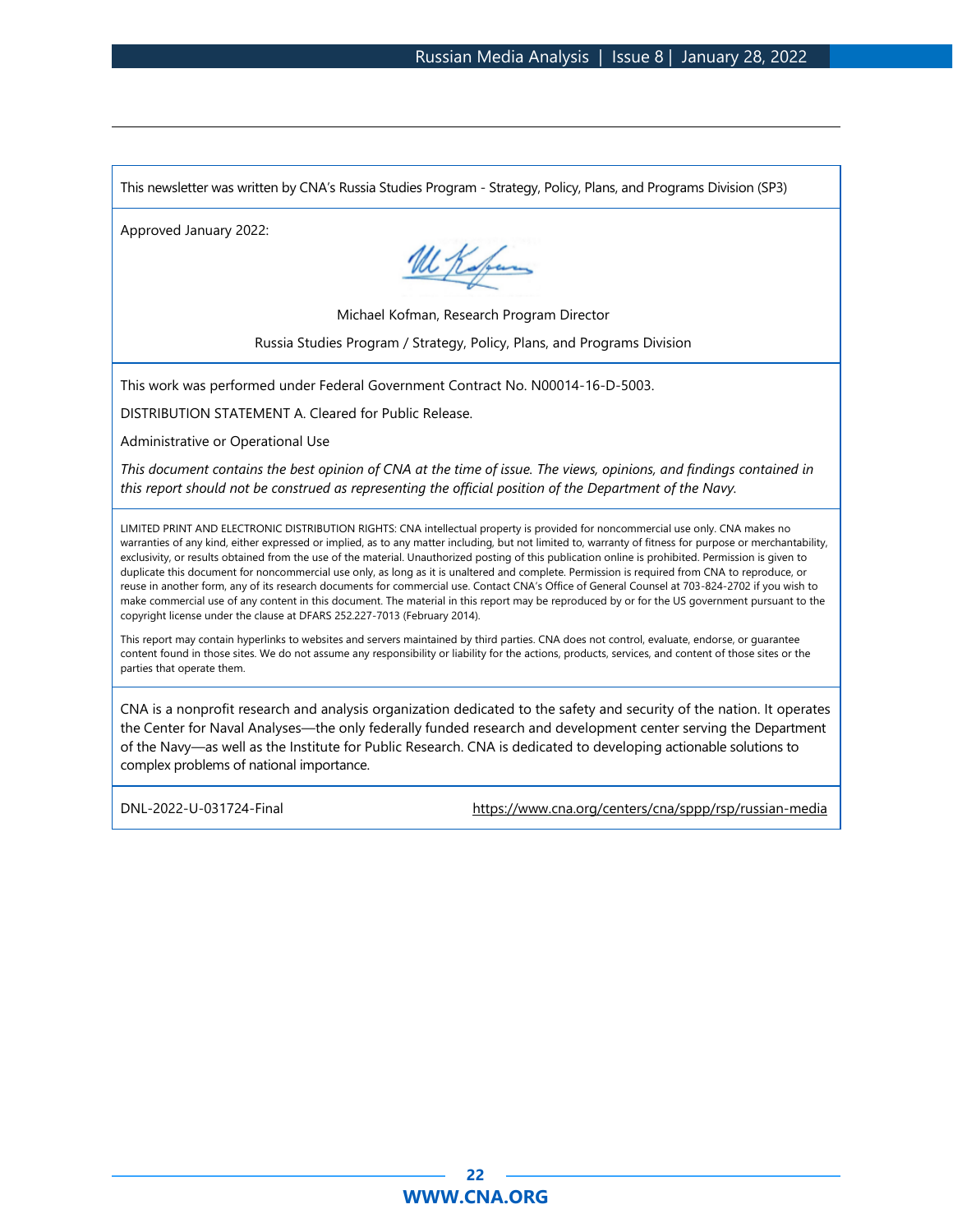This newsletter was written by CNA's Russia Studies Program - Strategy, Policy, Plans, and Programs Division (SP3)

Approved January 2022:

Michael Kofman, Research Program Director

Russia Studies Program / Strategy, Policy, Plans, and Programs Division

This work was performed under Federal Government Contract No. N00014-16-D-5003.

DISTRIBUTION STATEMENT A. Cleared for Public Release.

Administrative or Operational Use

*This document contains the best opinion of CNA at the time of issue. The views, opinions, and findings contained in this report should not be construed as representing the official position of the Department of the Navy.*

LIMITED PRINT AND ELECTRONIC DISTRIBUTION RIGHTS: CNA intellectual property is provided for noncommercial use only. CNA makes no warranties of any kind, either expressed or implied, as to any matter including, but not limited to, warranty of fitness for purpose or merchantability, exclusivity, or results obtained from the use of the material. Unauthorized posting of this publication online is prohibited. Permission is given to duplicate this document for noncommercial use only, as long as it is unaltered and complete. Permission is required from CNA to reproduce, or reuse in another form, any of its research documents for commercial use. Contact CNA's Office of General Counsel at 703-824-2702 if you wish to make commercial use of any content in this document. The material in this report may be reproduced by or for the US government pursuant to the copyright license under the clause at DFARS 252.227-7013 (February 2014).

This report may contain hyperlinks to websites and servers maintained by third parties. CNA does not control, evaluate, endorse, or guarantee content found in those sites. We do not assume any responsibility or liability for the actions, products, services, and content of those sites or the parties that operate them.

CNA is a nonprofit research and analysis organization dedicated to the safety and security of the nation. It operates the Center for Naval Analyses—the only federally funded research and development center serving the Department of the Navy—as well as the Institute for Public Research. CNA is dedicated to developing actionable solutions to complex problems of national importance.

DNL-2022-U-031724-Final

https://www.cna.org/centers/cna/sppp/rsp/russian-media